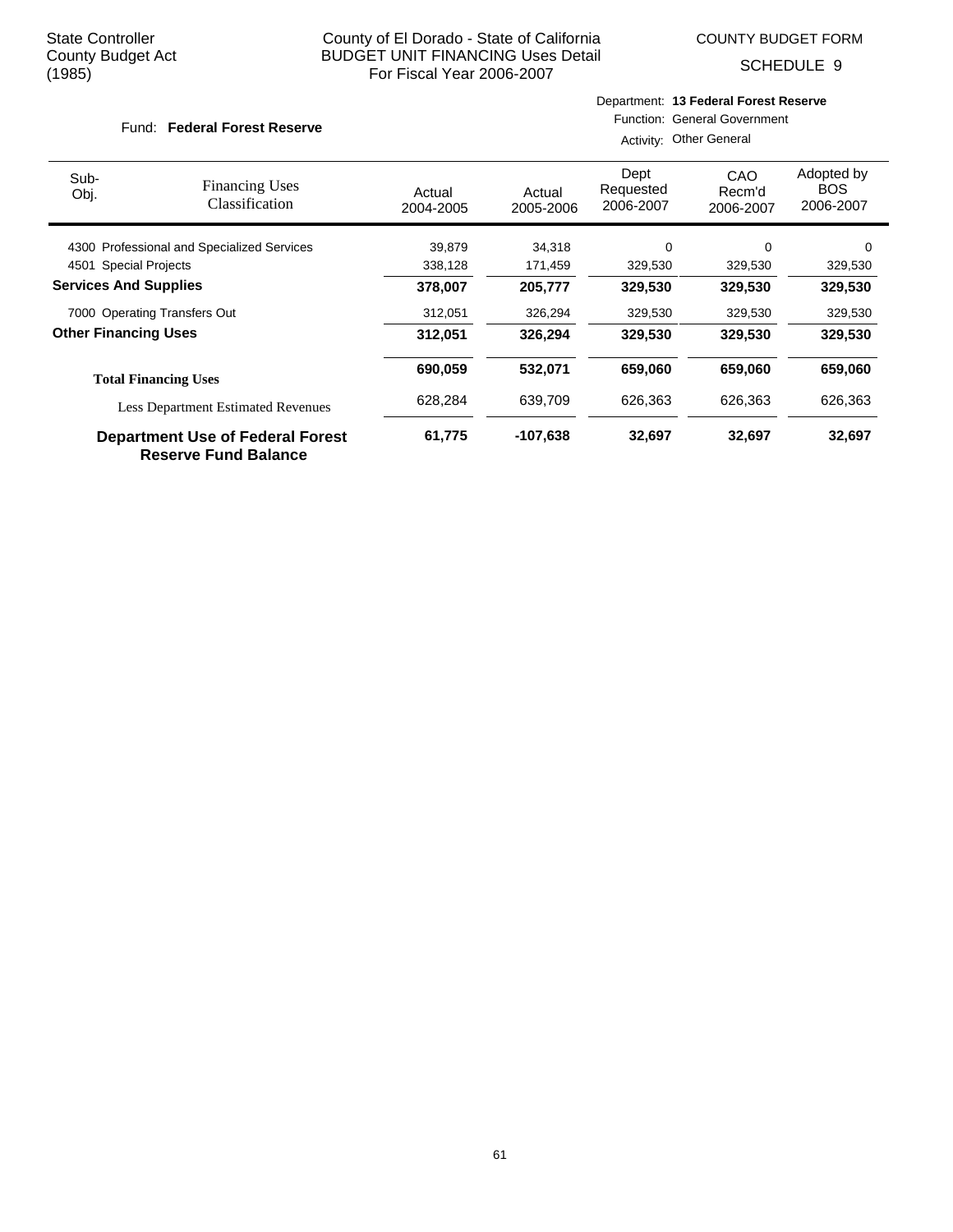State Controller
County Budget Act
(1985)

County of El Dorado - State of California
BUDGET UNIT FINANCING Uses Detail
For Fiscal Year 2006-2007

COUNTY BUDGET FORM

SCHEDULE 9

Fund: **Federal Forest Reserve**

Department: **13 Federal Forest Reserve**
Function: General Government
Activity: Other General

| Sub-Obj. | Financing Uses Classification | Actual 2004-2005 | Actual 2005-2006 | Dept Requested 2006-2007 | CAO Recm'd 2006-2007 | Adopted by BOS 2006-2007 |
|---|---|---|---|---|---|---|
| 4300 | Professional and Specialized Services | 39,879 | 34,318 | 0 | 0 | 0 |
| 4501 | Special Projects | 338,128 | 171,459 | 329,530 | 329,530 | 329,530 |
| **Services And Supplies** | | **378,007** | **205,777** | **329,530** | **329,530** | **329,530** |
| 7000 | Operating Transfers Out | 312,051 | 326,294 | 329,530 | 329,530 | 329,530 |
| **Other Financing Uses** | | **312,051** | **326,294** | **329,530** | **329,530** | **329,530** |
| **Total Financing Uses** | | **690,059** | **532,071** | **659,060** | **659,060** | **659,060** |
| | Less Department Estimated Revenues | 628,284 | 639,709 | 626,363 | 626,363 | 626,363 |
| **Department Use of Federal Forest Reserve Fund Balance** | | **61,775** | **-107,638** | **32,697** | **32,697** | **32,697** |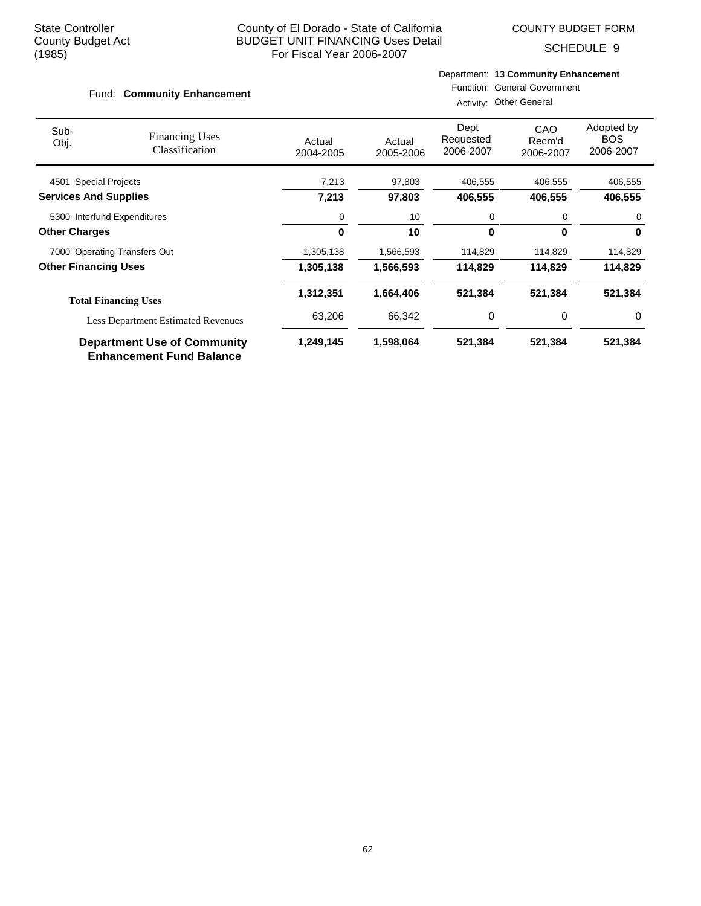State Controller
County Budget Act
(1985)

# County of El Dorado - State of California
## BUDGET UNIT FINANCING Uses Detail
For Fiscal Year 2006-2007

COUNTY BUDGET FORM

SCHEDULE 9

Fund: **Community Enhancement**

Department: **13 Community Enhancement**
Function: General Government
Activity: Other General

| Sub-Obj. | Financing Uses Classification | Actual 2004-2005 | Actual 2005-2006 | Dept Requested 2006-2007 | CAO Recm'd 2006-2007 | Adopted by BOS 2006-2007 |
|---|---|---|---|---|---|---|
| 4501 | Special Projects | 7,213 | 97,803 | 406,555 | 406,555 | 406,555 |
| **Services And Supplies** | | **7,213** | **97,803** | **406,555** | **406,555** | **406,555** |
| 5300 | Interfund Expenditures | 0 | 10 | 0 | 0 | 0 |
| **Other Charges** | | **0** | **10** | **0** | **0** | **0** |
| 7000 | Operating Transfers Out | 1,305,138 | 1,566,593 | 114,829 | 114,829 | 114,829 |
| **Other Financing Uses** | | **1,305,138** | **1,566,593** | **114,829** | **114,829** | **114,829** |
| **Total Financing Uses** | | **1,312,351** | **1,664,406** | **521,384** | **521,384** | **521,384** |
| Less Department Estimated Revenues | | 63,206 | 66,342 | 0 | 0 | 0 |
| **Department Use of Community Enhancement Fund Balance** | | **1,249,145** | **1,598,064** | **521,384** | **521,384** | **521,384** |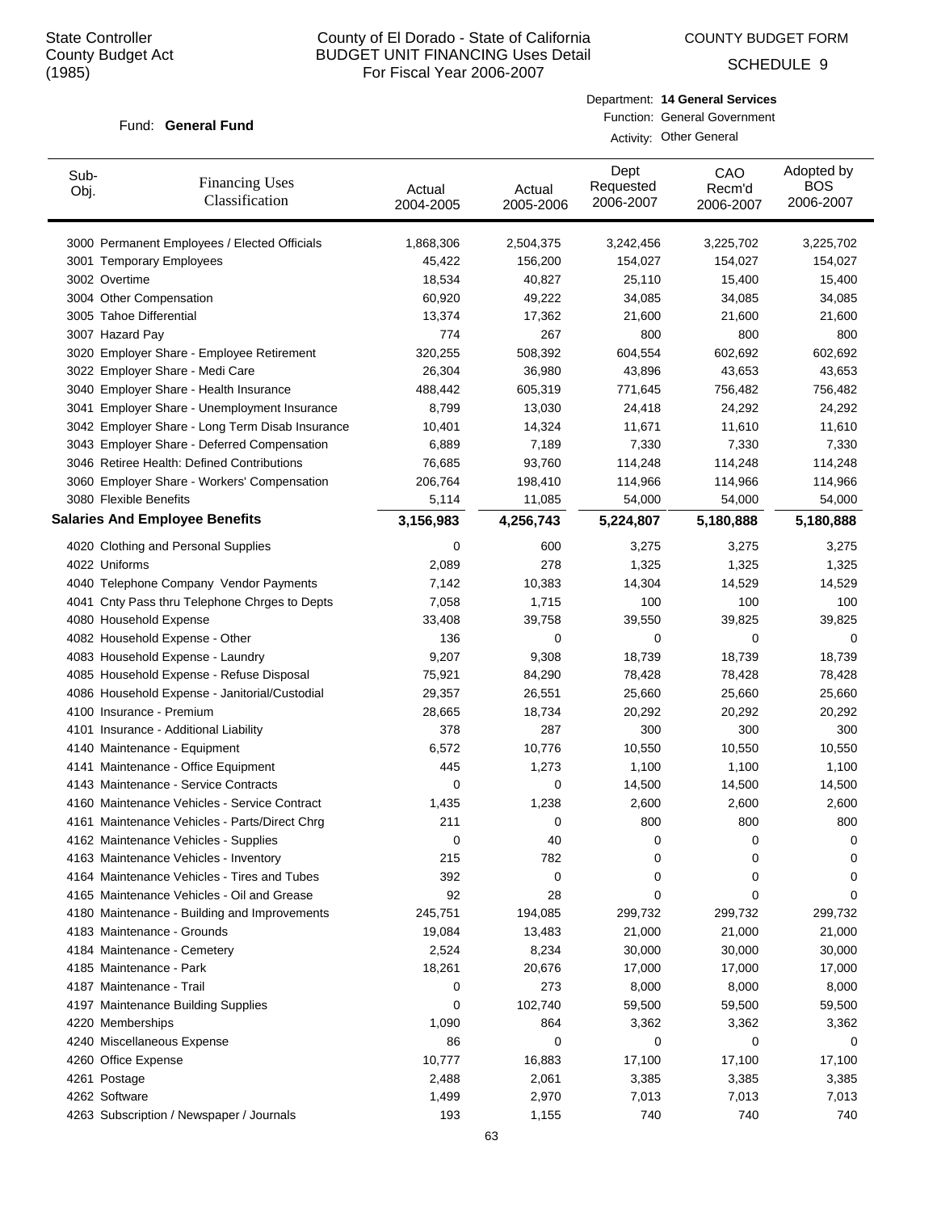State Controller
County Budget Act
(1985)

# County of El Dorado - State of California
## BUDGET UNIT FINANCING Uses Detail
For Fiscal Year 2006-2007

COUNTY BUDGET FORM

SCHEDULE 9

Fund: **General Fund**

Department: **14 General Services**
Function: General Government
Activity: Other General

| Sub-Obj. | Financing Uses Classification | Actual 2004-2005 | Actual 2005-2006 | Dept Requested 2006-2007 | CAO Recm'd 2006-2007 | Adopted by BOS 2006-2007 |
|---|---|---|---|---|---|---|
| 3000 | Permanent Employees / Elected Officials | 1,868,306 | 2,504,375 | 3,242,456 | 3,225,702 | 3,225,702 |
| 3001 | Temporary Employees | 45,422 | 156,200 | 154,027 | 154,027 | 154,027 |
| 3002 | Overtime | 18,534 | 40,827 | 25,110 | 15,400 | 15,400 |
| 3004 | Other Compensation | 60,920 | 49,222 | 34,085 | 34,085 | 34,085 |
| 3005 | Tahoe Differential | 13,374 | 17,362 | 21,600 | 21,600 | 21,600 |
| 3007 | Hazard Pay | 774 | 267 | 800 | 800 | 800 |
| 3020 | Employer Share - Employee Retirement | 320,255 | 508,392 | 604,554 | 602,692 | 602,692 |
| 3022 | Employer Share - Medi Care | 26,304 | 36,980 | 43,896 | 43,653 | 43,653 |
| 3040 | Employer Share - Health Insurance | 488,442 | 605,319 | 771,645 | 756,482 | 756,482 |
| 3041 | Employer Share - Unemployment Insurance | 8,799 | 13,030 | 24,418 | 24,292 | 24,292 |
| 3042 | Employer Share - Long Term Disab Insurance | 10,401 | 14,324 | 11,671 | 11,610 | 11,610 |
| 3043 | Employer Share - Deferred Compensation | 6,889 | 7,189 | 7,330 | 7,330 | 7,330 |
| 3046 | Retiree Health: Defined Contributions | 76,685 | 93,760 | 114,248 | 114,248 | 114,248 |
| 3060 | Employer Share - Workers' Compensation | 206,764 | 198,410 | 114,966 | 114,966 | 114,966 |
| 3080 | Flexible Benefits | 5,114 | 11,085 | 54,000 | 54,000 | 54,000 |
| **Salaries And Employee Benefits** | | **3,156,983** | **4,256,743** | **5,224,807** | **5,180,888** | **5,180,888** |
| 4020 | Clothing and Personal Supplies | 0 | 600 | 3,275 | 3,275 | 3,275 |
| 4022 | Uniforms | 2,089 | 278 | 1,325 | 1,325 | 1,325 |
| 4040 | Telephone Company Vendor Payments | 7,142 | 10,383 | 14,304 | 14,529 | 14,529 |
| 4041 | Cnty Pass thru Telephone Chrges to Depts | 7,058 | 1,715 | 100 | 100 | 100 |
| 4080 | Household Expense | 33,408 | 39,758 | 39,550 | 39,825 | 39,825 |
| 4082 | Household Expense - Other | 136 | 0 | 0 | 0 | 0 |
| 4083 | Household Expense - Laundry | 9,207 | 9,308 | 18,739 | 18,739 | 18,739 |
| 4085 | Household Expense - Refuse Disposal | 75,921 | 84,290 | 78,428 | 78,428 | 78,428 |
| 4086 | Household Expense - Janitorial/Custodial | 29,357 | 26,551 | 25,660 | 25,660 | 25,660 |
| 4100 | Insurance - Premium | 28,665 | 18,734 | 20,292 | 20,292 | 20,292 |
| 4101 | Insurance - Additional Liability | 378 | 287 | 300 | 300 | 300 |
| 4140 | Maintenance - Equipment | 6,572 | 10,776 | 10,550 | 10,550 | 10,550 |
| 4141 | Maintenance - Office Equipment | 445 | 1,273 | 1,100 | 1,100 | 1,100 |
| 4143 | Maintenance - Service Contracts | 0 | 0 | 14,500 | 14,500 | 14,500 |
| 4160 | Maintenance Vehicles - Service Contract | 1,435 | 1,238 | 2,600 | 2,600 | 2,600 |
| 4161 | Maintenance Vehicles - Parts/Direct Chrg | 211 | 0 | 800 | 800 | 800 |
| 4162 | Maintenance Vehicles - Supplies | 0 | 40 | 0 | 0 | 0 |
| 4163 | Maintenance Vehicles - Inventory | 215 | 782 | 0 | 0 | 0 |
| 4164 | Maintenance Vehicles - Tires and Tubes | 392 | 0 | 0 | 0 | 0 |
| 4165 | Maintenance Vehicles - Oil and Grease | 92 | 28 | 0 | 0 | 0 |
| 4180 | Maintenance - Building and Improvements | 245,751 | 194,085 | 299,732 | 299,732 | 299,732 |
| 4183 | Maintenance - Grounds | 19,084 | 13,483 | 21,000 | 21,000 | 21,000 |
| 4184 | Maintenance - Cemetery | 2,524 | 8,234 | 30,000 | 30,000 | 30,000 |
| 4185 | Maintenance - Park | 18,261 | 20,676 | 17,000 | 17,000 | 17,000 |
| 4187 | Maintenance - Trail | 0 | 273 | 8,000 | 8,000 | 8,000 |
| 4197 | Maintenance Building Supplies | 0 | 102,740 | 59,500 | 59,500 | 59,500 |
| 4220 | Memberships | 1,090 | 864 | 3,362 | 3,362 | 3,362 |
| 4240 | Miscellaneous Expense | 86 | 0 | 0 | 0 | 0 |
| 4260 | Office Expense | 10,777 | 16,883 | 17,100 | 17,100 | 17,100 |
| 4261 | Postage | 2,488 | 2,061 | 3,385 | 3,385 | 3,385 |
| 4262 | Software | 1,499 | 2,970 | 7,013 | 7,013 | 7,013 |
| 4263 | Subscription / Newspaper / Journals | 193 | 1,155 | 740 | 740 | 740 |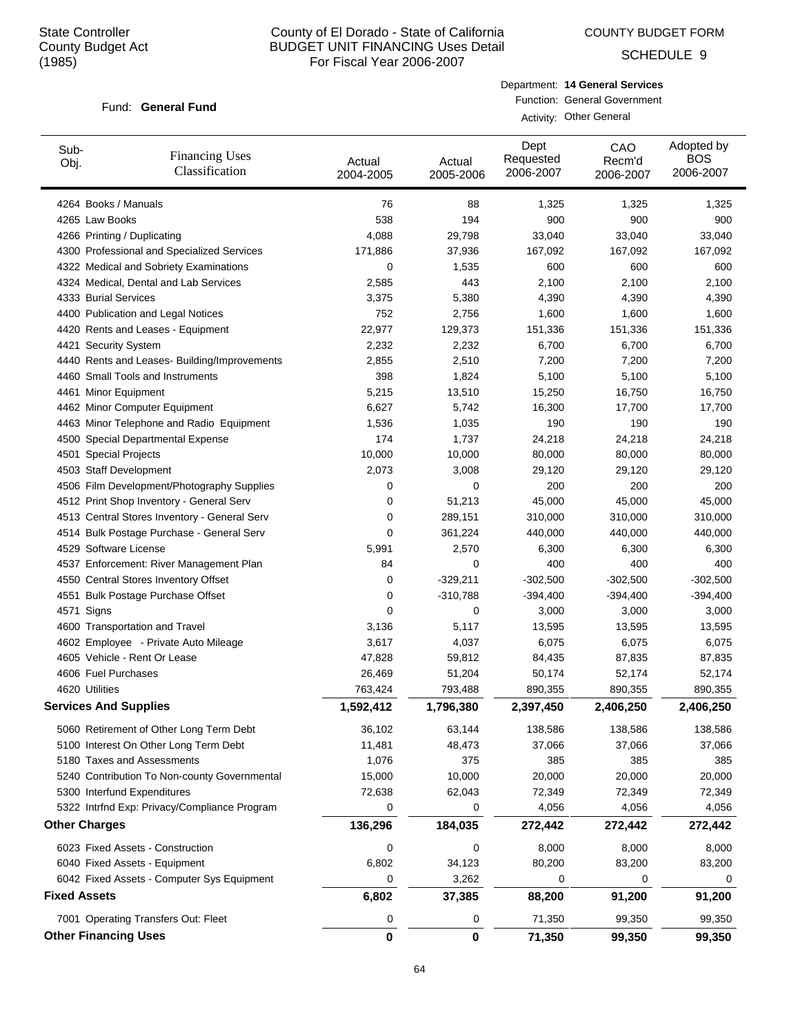State Controller
County Budget Act
(1985)

# County of El Dorado - State of California
## BUDGET UNIT FINANCING Uses Detail
For Fiscal Year 2006-2007

COUNTY BUDGET FORM

SCHEDULE 9

Fund: **General Fund**

Department: **14 General Services**
Function: General Government
Activity: Other General

| Sub-Obj. | Financing Uses Classification | Actual 2004-2005 | Actual 2005-2006 | Dept Requested 2006-2007 | CAO Recm'd 2006-2007 | Adopted by BOS 2006-2007 |
|---|---|---|---|---|---|---|
| 4264 | Books / Manuals | 76 | 88 | 1,325 | 1,325 | 1,325 |
| 4265 | Law Books | 538 | 194 | 900 | 900 | 900 |
| 4266 | Printing / Duplicating | 4,088 | 29,798 | 33,040 | 33,040 | 33,040 |
| 4300 | Professional and Specialized Services | 171,886 | 37,936 | 167,092 | 167,092 | 167,092 |
| 4322 | Medical and Sobriety Examinations | 0 | 1,535 | 600 | 600 | 600 |
| 4324 | Medical, Dental and Lab Services | 2,585 | 443 | 2,100 | 2,100 | 2,100 |
| 4333 | Burial Services | 3,375 | 5,380 | 4,390 | 4,390 | 4,390 |
| 4400 | Publication and Legal Notices | 752 | 2,756 | 1,600 | 1,600 | 1,600 |
| 4420 | Rents and Leases - Equipment | 22,977 | 129,373 | 151,336 | 151,336 | 151,336 |
| 4421 | Security System | 2,232 | 2,232 | 6,700 | 6,700 | 6,700 |
| 4440 | Rents and Leases- Building/Improvements | 2,855 | 2,510 | 7,200 | 7,200 | 7,200 |
| 4460 | Small Tools and Instruments | 398 | 1,824 | 5,100 | 5,100 | 5,100 |
| 4461 | Minor Equipment | 5,215 | 13,510 | 15,250 | 16,750 | 16,750 |
| 4462 | Minor Computer Equipment | 6,627 | 5,742 | 16,300 | 17,700 | 17,700 |
| 4463 | Minor Telephone and Radio Equipment | 1,536 | 1,035 | 190 | 190 | 190 |
| 4500 | Special Departmental Expense | 174 | 1,737 | 24,218 | 24,218 | 24,218 |
| 4501 | Special Projects | 10,000 | 10,000 | 80,000 | 80,000 | 80,000 |
| 4503 | Staff Development | 2,073 | 3,008 | 29,120 | 29,120 | 29,120 |
| 4506 | Film Development/Photography Supplies | 0 | 0 | 200 | 200 | 200 |
| 4512 | Print Shop Inventory - General Serv | 0 | 51,213 | 45,000 | 45,000 | 45,000 |
| 4513 | Central Stores Inventory - General Serv | 0 | 289,151 | 310,000 | 310,000 | 310,000 |
| 4514 | Bulk Postage Purchase - General Serv | 0 | 361,224 | 440,000 | 440,000 | 440,000 |
| 4529 | Software License | 5,991 | 2,570 | 6,300 | 6,300 | 6,300 |
| 4537 | Enforcement: River Management Plan | 84 | 0 | 400 | 400 | 400 |
| 4550 | Central Stores Inventory Offset | 0 | -329,211 | -302,500 | -302,500 | -302,500 |
| 4551 | Bulk Postage Purchase Offset | 0 | -310,788 | -394,400 | -394,400 | -394,400 |
| 4571 | Signs | 0 | 0 | 3,000 | 3,000 | 3,000 |
| 4600 | Transportation and Travel | 3,136 | 5,117 | 13,595 | 13,595 | 13,595 |
| 4602 | Employee - Private Auto Mileage | 3,617 | 4,037 | 6,075 | 6,075 | 6,075 |
| 4605 | Vehicle - Rent Or Lease | 47,828 | 59,812 | 84,435 | 87,835 | 87,835 |
| 4606 | Fuel Purchases | 26,469 | 51,204 | 50,174 | 52,174 | 52,174 |
| 4620 | Utilities | 763,424 | 793,488 | 890,355 | 890,355 | 890,355 |
| **Services And Supplies** | | **1,592,412** | **1,796,380** | **2,397,450** | **2,406,250** | **2,406,250** |
| 5060 | Retirement of Other Long Term Debt | 36,102 | 63,144 | 138,586 | 138,586 | 138,586 |
| 5100 | Interest On Other Long Term Debt | 11,481 | 48,473 | 37,066 | 37,066 | 37,066 |
| 5180 | Taxes and Assessments | 1,076 | 375 | 385 | 385 | 385 |
| 5240 | Contribution To Non-county Governmental | 15,000 | 10,000 | 20,000 | 20,000 | 20,000 |
| 5300 | Interfund Expenditures | 72,638 | 62,043 | 72,349 | 72,349 | 72,349 |
| 5322 | Intrfnd Exp: Privacy/Compliance Program | 0 | 0 | 4,056 | 4,056 | 4,056 |
| **Other Charges** | | **136,296** | **184,035** | **272,442** | **272,442** | **272,442** |
| 6023 | Fixed Assets - Construction | 0 | 0 | 8,000 | 8,000 | 8,000 |
| 6040 | Fixed Assets - Equipment | 6,802 | 34,123 | 80,200 | 83,200 | 83,200 |
| 6042 | Fixed Assets - Computer Sys Equipment | 0 | 3,262 | 0 | 0 | 0 |
| **Fixed Assets** | | **6,802** | **37,385** | **88,200** | **91,200** | **91,200** |
| 7001 | Operating Transfers Out: Fleet | 0 | 0 | 71,350 | 99,350 | 99,350 |
| **Other Financing Uses** | | **0** | **0** | **71,350** | **99,350** | **99,350** |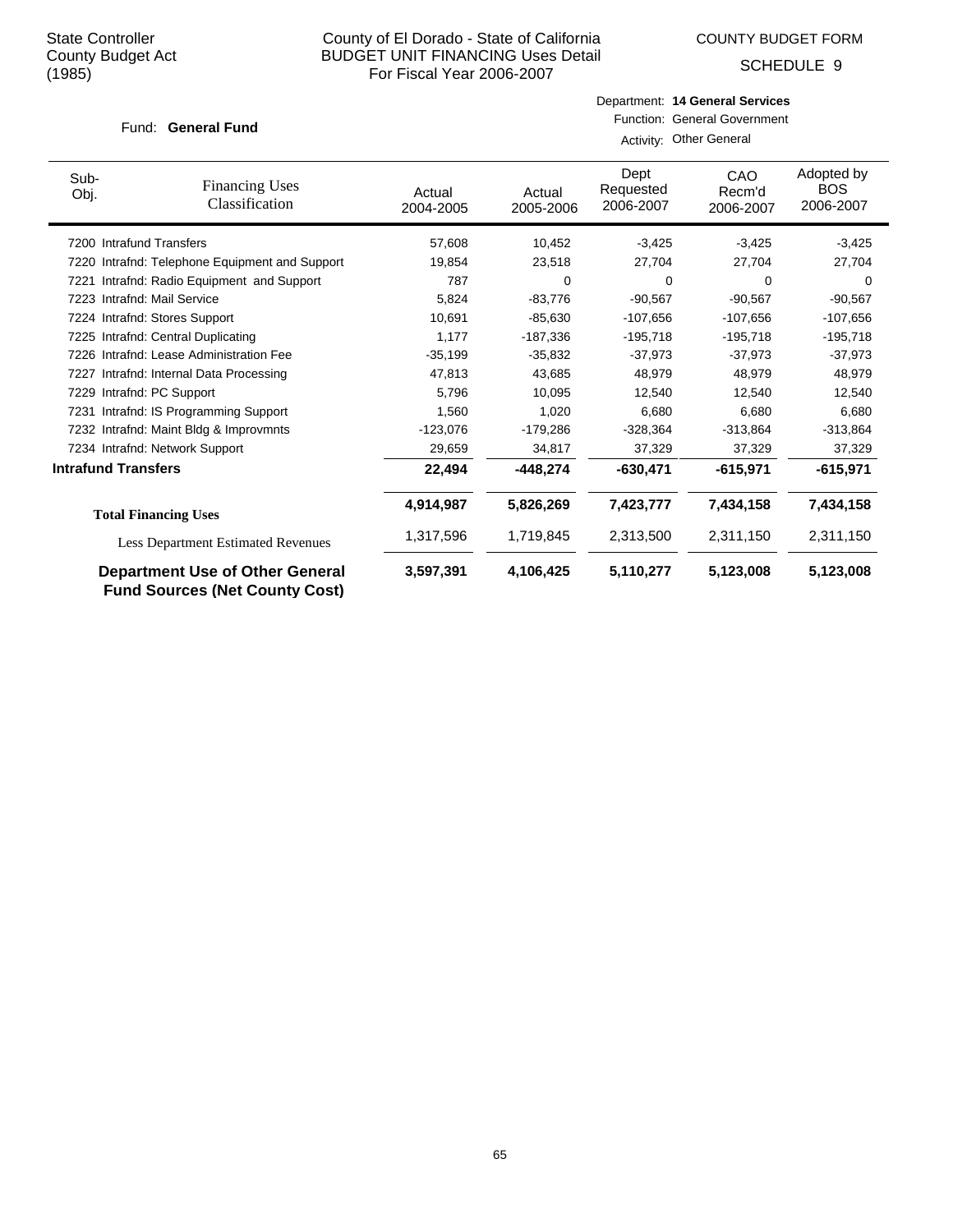State Controller
County Budget Act
(1985)

County of El Dorado - State of California
BUDGET UNIT FINANCING Uses Detail
For Fiscal Year 2006-2007

COUNTY BUDGET FORM

SCHEDULE 9

Fund: **General Fund**

Department: **14 General Services**
Function: General Government
Activity: Other General

| Sub-Obj. | Financing Uses Classification | Actual 2004-2005 | Actual 2005-2006 | Dept Requested 2006-2007 | CAO Recm'd 2006-2007 | Adopted by BOS 2006-2007 |
|---|---|---|---|---|---|---|
| 7200 | Intrafund Transfers | 57,608 | 10,452 | -3,425 | -3,425 | -3,425 |
| 7220 | Intrafnd: Telephone Equipment and Support | 19,854 | 23,518 | 27,704 | 27,704 | 27,704 |
| 7221 | Intrafnd: Radio Equipment and Support | 787 | 0 | 0 | 0 | 0 |
| 7223 | Intrafnd: Mail Service | 5,824 | -83,776 | -90,567 | -90,567 | -90,567 |
| 7224 | Intrafnd: Stores Support | 10,691 | -85,630 | -107,656 | -107,656 | -107,656 |
| 7225 | Intrafnd: Central Duplicating | 1,177 | -187,336 | -195,718 | -195,718 | -195,718 |
| 7226 | Intrafnd: Lease Administration Fee | -35,199 | -35,832 | -37,973 | -37,973 | -37,973 |
| 7227 | Intrafnd: Internal Data Processing | 47,813 | 43,685 | 48,979 | 48,979 | 48,979 |
| 7229 | Intrafnd: PC Support | 5,796 | 10,095 | 12,540 | 12,540 | 12,540 |
| 7231 | Intrafnd: IS Programming Support | 1,560 | 1,020 | 6,680 | 6,680 | 6,680 |
| 7232 | Intrafnd: Maint Bldg & Improvmnts | -123,076 | -179,286 | -328,364 | -313,864 | -313,864 |
| 7234 | Intrafnd: Network Support | 29,659 | 34,817 | 37,329 | 37,329 | 37,329 |
| **Intrafund Transfers** | | **22,494** | **-448,274** | **-630,471** | **-615,971** | **-615,971** |
| **Total Financing Uses** | | **4,914,987** | **5,826,269** | **7,423,777** | **7,434,158** | **7,434,158** |
| Less Department Estimated Revenues | | 1,317,596 | 1,719,845 | 2,313,500 | 2,311,150 | 2,311,150 |
| **Department Use of Other General Fund Sources (Net County Cost)** | | **3,597,391** | **4,106,425** | **5,110,277** | **5,123,008** | **5,123,008** |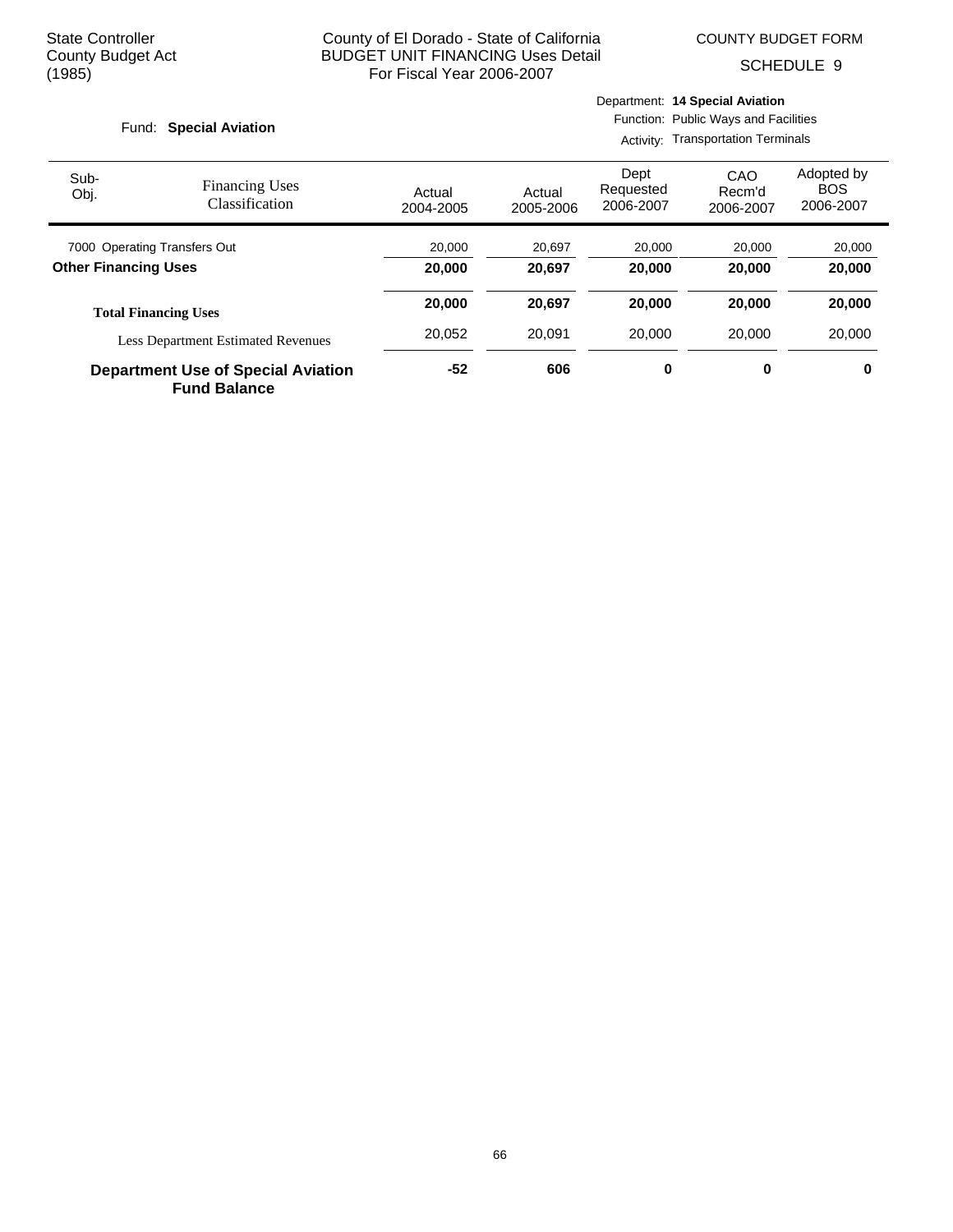State Controller
County Budget Act
(1985)

County of El Dorado - State of California
BUDGET UNIT FINANCING Uses Detail
For Fiscal Year 2006-2007

COUNTY BUDGET FORM
SCHEDULE 9

Fund: **Special Aviation**

Department: **14 Special Aviation**
Function: Public Ways and Facilities
Activity: Transportation Terminals

| Sub-Obj. | Financing Uses Classification | Actual 2004-2005 | Actual 2005-2006 | Dept Requested 2006-2007 | CAO Recm'd 2006-2007 | Adopted by BOS 2006-2007 |
|---|---|---|---|---|---|---|
| 7000 | Operating Transfers Out | 20,000 | 20,697 | 20,000 | 20,000 | 20,000 |
| **Other Financing Uses** | | **20,000** | **20,697** | **20,000** | **20,000** | **20,000** |
| **Total Financing Uses** | | **20,000** | **20,697** | **20,000** | **20,000** | **20,000** |
| | Less Department Estimated Revenues | 20,052 | 20,091 | 20,000 | 20,000 | 20,000 |
| **Department Use of Special Aviation Fund Balance** | | **-52** | **606** | **0** | **0** | **0** |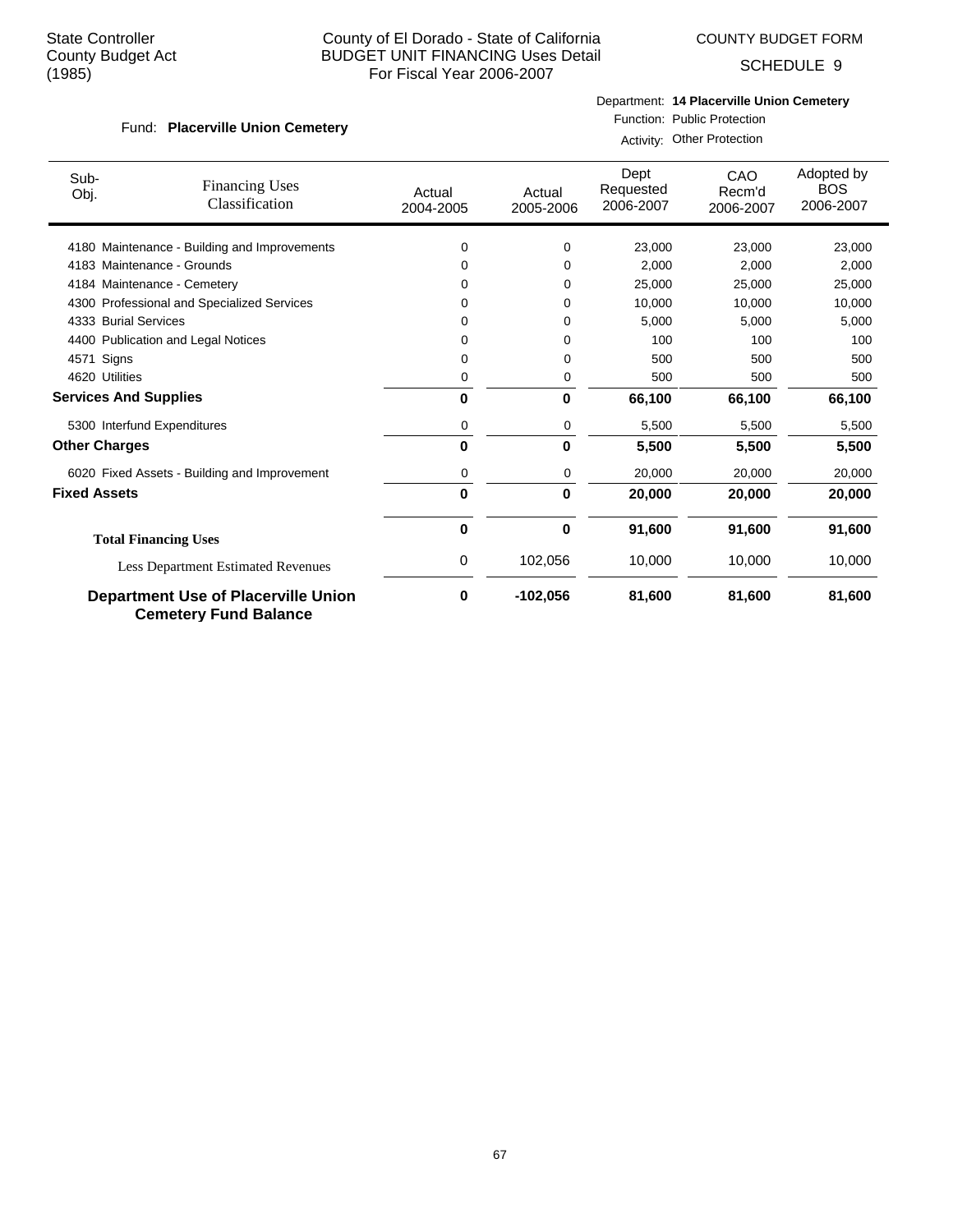State Controller
County Budget Act
(1985)

# County of El Dorado - State of California
## BUDGET UNIT FINANCING Uses Detail
## For Fiscal Year 2006-2007

COUNTY BUDGET FORM

SCHEDULE 9

Fund: **Placerville Union Cemetery**

Department: **14 Placerville Union Cemetery**
Function: Public Protection
Activity: Other Protection

| Sub-Obj. | Financing Uses Classification | Actual 2004-2005 | Actual 2005-2006 | Dept Requested 2006-2007 | CAO Recm'd 2006-2007 | Adopted by BOS 2006-2007 |
|---|---|---|---|---|---|---|
| 4180 | Maintenance - Building and Improvements | 0 | 0 | 23,000 | 23,000 | 23,000 |
| 4183 | Maintenance - Grounds | 0 | 0 | 2,000 | 2,000 | 2,000 |
| 4184 | Maintenance - Cemetery | 0 | 0 | 25,000 | 25,000 | 25,000 |
| 4300 | Professional and Specialized Services | 0 | 0 | 10,000 | 10,000 | 10,000 |
| 4333 | Burial Services | 0 | 0 | 5,000 | 5,000 | 5,000 |
| 4400 | Publication and Legal Notices | 0 | 0 | 100 | 100 | 100 |
| 4571 | Signs | 0 | 0 | 500 | 500 | 500 |
| 4620 | Utilities | 0 | 0 | 500 | 500 | 500 |
| **Services And Supplies** | | **0** | **0** | **66,100** | **66,100** | **66,100** |
| 5300 | Interfund Expenditures | 0 | 0 | 5,500 | 5,500 | 5,500 |
| **Other Charges** | | **0** | **0** | **5,500** | **5,500** | **5,500** |
| 6020 | Fixed Assets - Building and Improvement | 0 | 0 | 20,000 | 20,000 | 20,000 |
| **Fixed Assets** | | **0** | **0** | **20,000** | **20,000** | **20,000** |
| **Total Financing Uses** | | **0** | **0** | **91,600** | **91,600** | **91,600** |
| | Less Department Estimated Revenues | 0 | 102,056 | 10,000 | 10,000 | 10,000 |
| **Department Use of Placerville Union Cemetery Fund Balance** | | **0** | **-102,056** | **81,600** | **81,600** | **81,600** |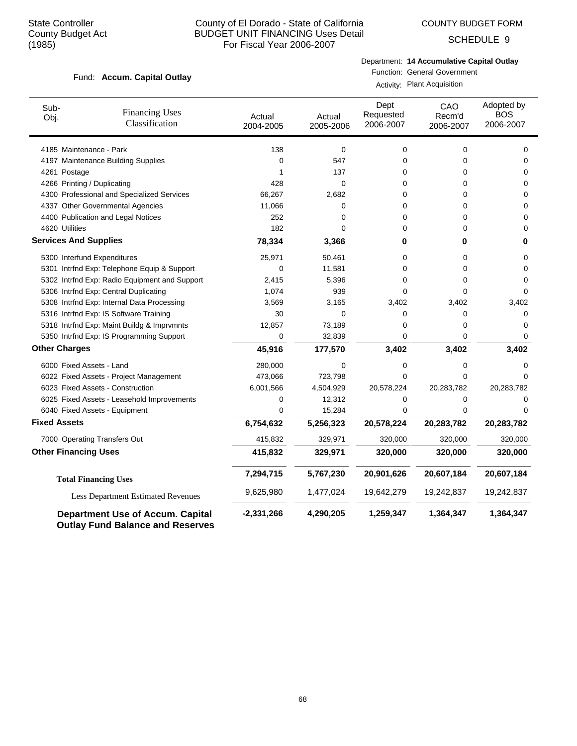State Controller
County Budget Act
(1985)

County of El Dorado - State of California
BUDGET UNIT FINANCING Uses Detail
For Fiscal Year 2006-2007

COUNTY BUDGET FORM
SCHEDULE 9

Fund: **Accum. Capital Outlay**

Department: **14 Accumulative Capital Outlay**
Function: General Government
Activity: Plant Acquisition

| Sub-Obj. | Financing Uses Classification | Actual 2004-2005 | Actual 2005-2006 | Dept Requested 2006-2007 | CAO Recm'd 2006-2007 | Adopted by BOS 2006-2007 |
|---|---|---|---|---|---|---|
| 4185 | Maintenance - Park | 138 | 0 | 0 | 0 | 0 |
| 4197 | Maintenance Building Supplies | 0 | 547 | 0 | 0 | 0 |
| 4261 | Postage | 1 | 137 | 0 | 0 | 0 |
| 4266 | Printing / Duplicating | 428 | 0 | 0 | 0 | 0 |
| 4300 | Professional and Specialized Services | 66,267 | 2,682 | 0 | 0 | 0 |
| 4337 | Other Governmental Agencies | 11,066 | 0 | 0 | 0 | 0 |
| 4400 | Publication and Legal Notices | 252 | 0 | 0 | 0 | 0 |
| 4620 | Utilities | 182 | 0 | 0 | 0 | 0 |
| **Services And Supplies** | | **78,334** | **3,366** | **0** | **0** | **0** |
| 5300 | Interfund Expenditures | 25,971 | 50,461 | 0 | 0 | 0 |
| 5301 | Intrfnd Exp: Telephone Equip & Support | 0 | 11,581 | 0 | 0 | 0 |
| 5302 | Intrfnd Exp: Radio Equipment and Support | 2,415 | 5,396 | 0 | 0 | 0 |
| 5306 | Intrfnd Exp: Central Duplicating | 1,074 | 939 | 0 | 0 | 0 |
| 5308 | Intrfnd Exp: Internal Data Processing | 3,569 | 3,165 | 3,402 | 3,402 | 3,402 |
| 5316 | Intrfnd Exp: IS Software Training | 30 | 0 | 0 | 0 | 0 |
| 5318 | Intrfnd Exp: Maint Buildg & Imprvmnts | 12,857 | 73,189 | 0 | 0 | 0 |
| 5350 | Intrfnd Exp: IS Programming Support | 0 | 32,839 | 0 | 0 | 0 |
| **Other Charges** | | **45,916** | **177,570** | **3,402** | **3,402** | **3,402** |
| 6000 | Fixed Assets - Land | 280,000 | 0 | 0 | 0 | 0 |
| 6022 | Fixed Assets - Project Management | 473,066 | 723,798 | 0 | 0 | 0 |
| 6023 | Fixed Assets - Construction | 6,001,566 | 4,504,929 | 20,578,224 | 20,283,782 | 20,283,782 |
| 6025 | Fixed Assets - Leasehold Improvements | 0 | 12,312 | 0 | 0 | 0 |
| 6040 | Fixed Assets - Equipment | 0 | 15,284 | 0 | 0 | 0 |
| **Fixed Assets** | | **6,754,632** | **5,256,323** | **20,578,224** | **20,283,782** | **20,283,782** |
| 7000 | Operating Transfers Out | 415,832 | 329,971 | 320,000 | 320,000 | 320,000 |
| **Other Financing Uses** | | **415,832** | **329,971** | **320,000** | **320,000** | **320,000** |
| **Total Financing Uses** | | **7,294,715** | **5,767,230** | **20,901,626** | **20,607,184** | **20,607,184** |
| Less Department Estimated Revenues | | 9,625,980 | 1,477,024 | 19,642,279 | 19,242,837 | 19,242,837 |
| **Department Use of Accum. Capital Outlay Fund Balance and Reserves** | | **-2,331,266** | **4,290,205** | **1,259,347** | **1,364,347** | **1,364,347** |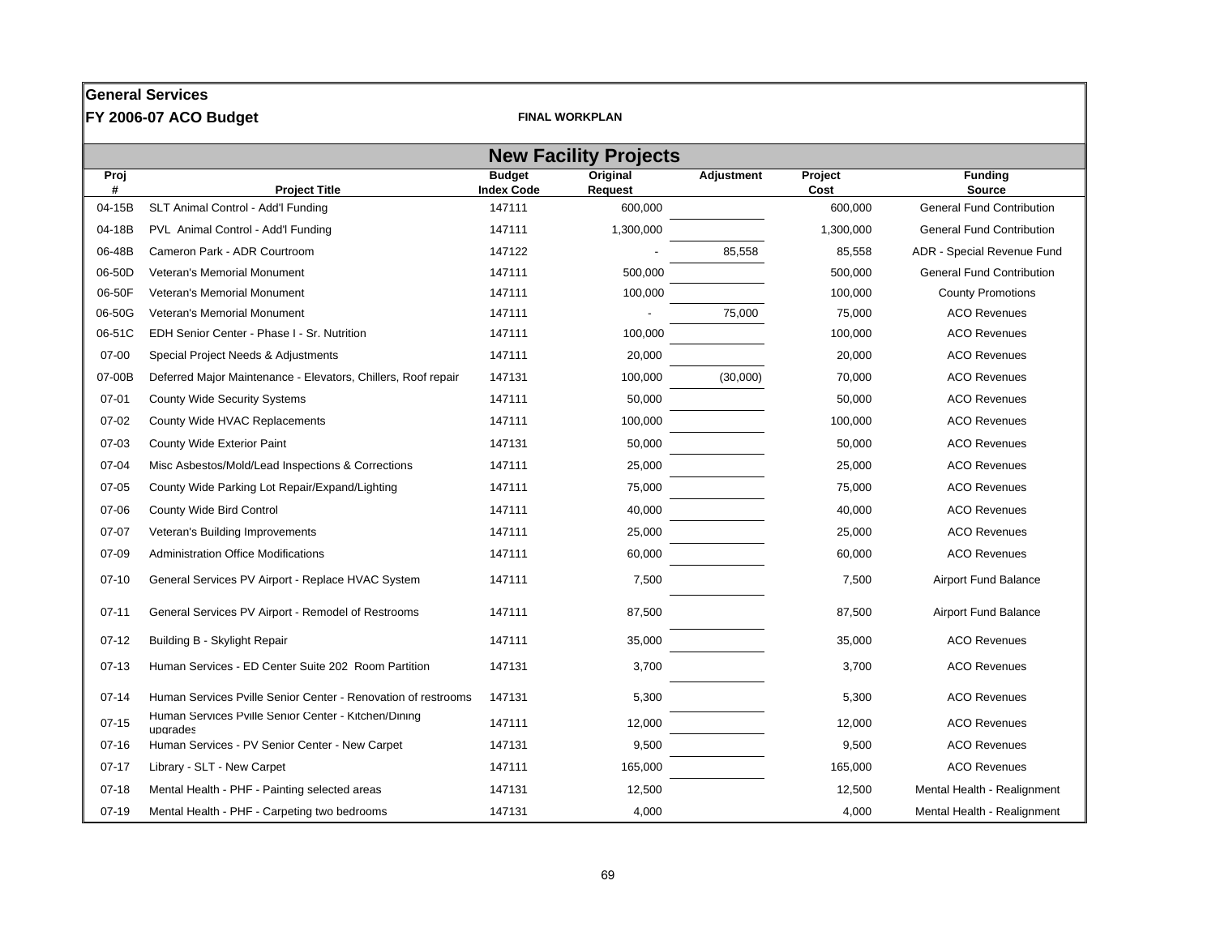**General Services**

**FY 2006-07 ACO Budget** **FINAL WORKPLAN**

## New Facility Projects

| Proj # | Project Title | Budget Index Code | Original Request | Adjustment | Project Cost | Funding Source |
|---|---|---|---|---|---|---|
| 04-15B | SLT Animal Control - Add'l Funding | 147111 | 600,000 | | 600,000 | General Fund Contribution |
| 04-18B | PVL Animal Control - Add'l Funding | 147111 | 1,300,000 | | 1,300,000 | General Fund Contribution |
| 06-48B | Cameron Park - ADR Courtroom | 147122 | - | 85,558 | 85,558 | ADR - Special Revenue Fund |
| 06-50D | Veteran's Memorial Monument | 147111 | 500,000 | | 500,000 | General Fund Contribution |
| 06-50F | Veteran's Memorial Monument | 147111 | 100,000 | | 100,000 | County Promotions |
| 06-50G | Veteran's Memorial Monument | 147111 | - | 75,000 | 75,000 | ACO Revenues |
| 06-51C | EDH Senior Center - Phase I - Sr. Nutrition | 147111 | 100,000 | | 100,000 | ACO Revenues |
| 07-00 | Special Project Needs & Adjustments | 147111 | 20,000 | | 20,000 | ACO Revenues |
| 07-00B | Deferred Major Maintenance - Elevators, Chillers, Roof repair | 147131 | 100,000 | (30,000) | 70,000 | ACO Revenues |
| 07-01 | County Wide Security Systems | 147111 | 50,000 | | 50,000 | ACO Revenues |
| 07-02 | County Wide HVAC Replacements | 147111 | 100,000 | | 100,000 | ACO Revenues |
| 07-03 | County Wide Exterior Paint | 147131 | 50,000 | | 50,000 | ACO Revenues |
| 07-04 | Misc Asbestos/Mold/Lead Inspections & Corrections | 147111 | 25,000 | | 25,000 | ACO Revenues |
| 07-05 | County Wide Parking Lot Repair/Expand/Lighting | 147111 | 75,000 | | 75,000 | ACO Revenues |
| 07-06 | County Wide Bird Control | 147111 | 40,000 | | 40,000 | ACO Revenues |
| 07-07 | Veteran's Building Improvements | 147111 | 25,000 | | 25,000 | ACO Revenues |
| 07-09 | Administration Office Modifications | 147111 | 60,000 | | 60,000 | ACO Revenues |
| 07-10 | General Services PV Airport - Replace HVAC System | 147111 | 7,500 | | 7,500 | Airport Fund Balance |
| 07-11 | General Services PV Airport - Remodel of Restrooms | 147111 | 87,500 | | 87,500 | Airport Fund Balance |
| 07-12 | Building B - Skylight Repair | 147111 | 35,000 | | 35,000 | ACO Revenues |
| 07-13 | Human Services - ED Center Suite 202 Room Partition | 147131 | 3,700 | | 3,700 | ACO Revenues |
| 07-14 | Human Services Pville Senior Center - Renovation of restrooms | 147131 | 5,300 | | 5,300 | ACO Revenues |
| 07-15 | Human Services Pville Senior Center - Kitchen/Dining upgrades | 147111 | 12,000 | | 12,000 | ACO Revenues |
| 07-16 | Human Services - PV Senior Center - New Carpet | 147131 | 9,500 | | 9,500 | ACO Revenues |
| 07-17 | Library - SLT - New Carpet | 147111 | 165,000 | | 165,000 | ACO Revenues |
| 07-18 | Mental Health - PHF - Painting selected areas | 147131 | 12,500 | | 12,500 | Mental Health - Realignment |
| 07-19 | Mental Health - PHF - Carpeting two bedrooms | 147131 | 4,000 | | 4,000 | Mental Health - Realignment |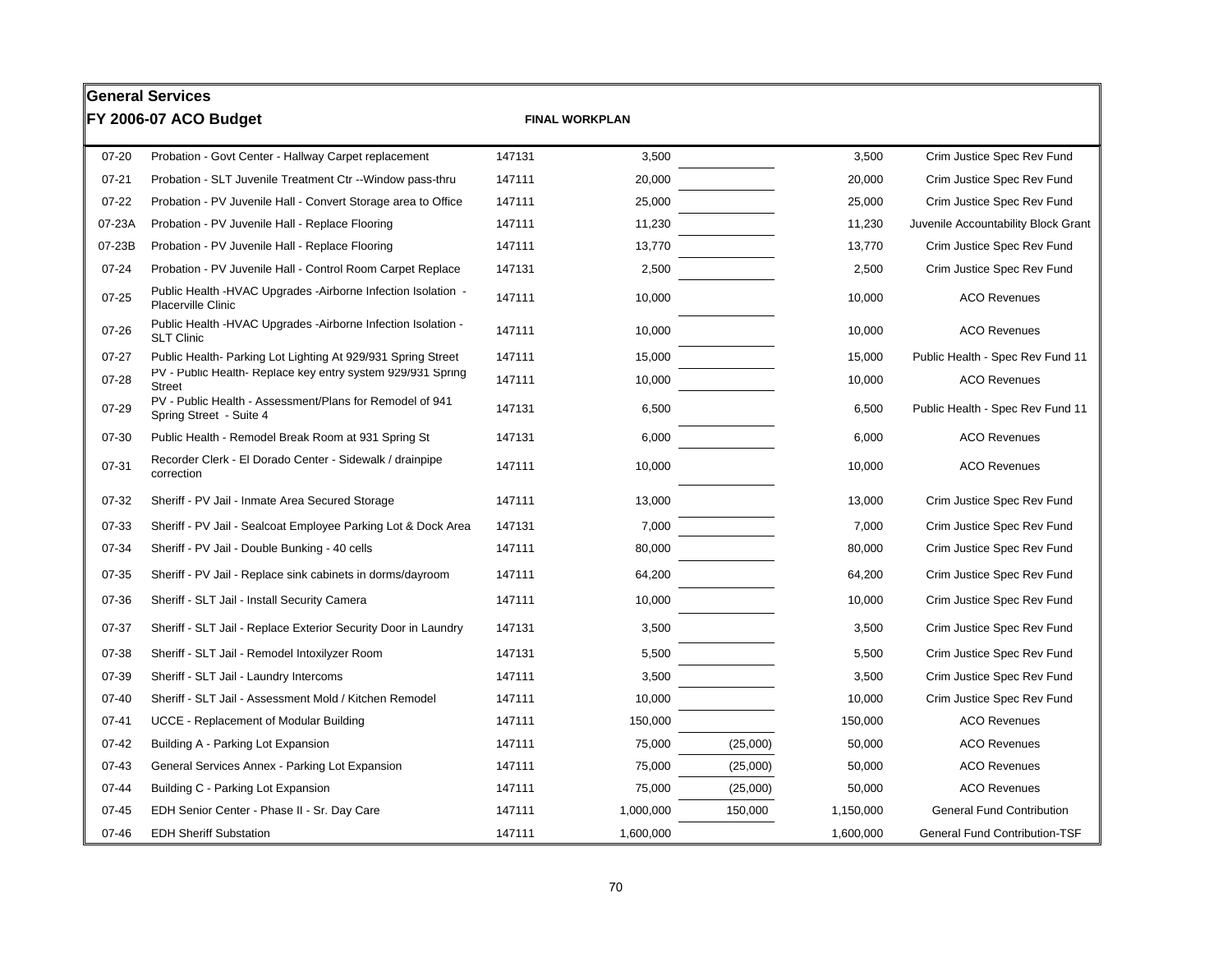## General Services

**FY 2006-07 ACO Budget** **FINAL WORKPLAN**

| | | | | | | |
|---|---|---|---|---|---|---|
| 07-20 | Probation - Govt Center - Hallway Carpet replacement | 147131 | 3,500 | | 3,500 | Crim Justice Spec Rev Fund |
| 07-21 | Probation - SLT Juvenile Treatment Ctr --Window pass-thru | 147111 | 20,000 | | 20,000 | Crim Justice Spec Rev Fund |
| 07-22 | Probation - PV Juvenile Hall - Convert Storage area to Office | 147111 | 25,000 | | 25,000 | Crim Justice Spec Rev Fund |
| 07-23A | Probation - PV Juvenile Hall - Replace Flooring | 147111 | 11,230 | | 11,230 | Juvenile Accountability Block Grant |
| 07-23B | Probation - PV Juvenile Hall - Replace Flooring | 147111 | 13,770 | | 13,770 | Crim Justice Spec Rev Fund |
| 07-24 | Probation - PV Juvenile Hall - Control Room Carpet Replace | 147131 | 2,500 | | 2,500 | Crim Justice Spec Rev Fund |
| 07-25 | Public Health -HVAC Upgrades -Airborne Infection Isolation - Placerville Clinic | 147111 | 10,000 | | 10,000 | ACO Revenues |
| 07-26 | Public Health -HVAC Upgrades -Airborne Infection Isolation - SLT Clinic | 147111 | 10,000 | | 10,000 | ACO Revenues |
| 07-27 | Public Health- Parking Lot Lighting At 929/931 Spring Street | 147111 | 15,000 | | 15,000 | Public Health - Spec Rev Fund 11 |
| 07-28 | PV - Public Health- Replace key entry system 929/931 Spring Street | 147111 | 10,000 | | 10,000 | ACO Revenues |
| 07-29 | PV - Public Health - Assessment/Plans for Remodel of 941 Spring Street - Suite 4 | 147131 | 6,500 | | 6,500 | Public Health - Spec Rev Fund 11 |
| 07-30 | Public Health - Remodel Break Room at 931 Spring St | 147131 | 6,000 | | 6,000 | ACO Revenues |
| 07-31 | Recorder Clerk - El Dorado Center - Sidewalk / drainpipe correction | 147111 | 10,000 | | 10,000 | ACO Revenues |
| 07-32 | Sheriff - PV Jail - Inmate Area Secured Storage | 147111 | 13,000 | | 13,000 | Crim Justice Spec Rev Fund |
| 07-33 | Sheriff - PV Jail - Sealcoat Employee Parking Lot & Dock Area | 147131 | 7,000 | | 7,000 | Crim Justice Spec Rev Fund |
| 07-34 | Sheriff - PV Jail - Double Bunking - 40 cells | 147111 | 80,000 | | 80,000 | Crim Justice Spec Rev Fund |
| 07-35 | Sheriff - PV Jail - Replace sink cabinets in dorms/dayroom | 147111 | 64,200 | | 64,200 | Crim Justice Spec Rev Fund |
| 07-36 | Sheriff - SLT Jail - Install Security Camera | 147111 | 10,000 | | 10,000 | Crim Justice Spec Rev Fund |
| 07-37 | Sheriff - SLT Jail - Replace Exterior Security Door in Laundry | 147131 | 3,500 | | 3,500 | Crim Justice Spec Rev Fund |
| 07-38 | Sheriff - SLT Jail - Remodel Intoxilyzer Room | 147131 | 5,500 | | 5,500 | Crim Justice Spec Rev Fund |
| 07-39 | Sheriff - SLT Jail - Laundry Intercoms | 147111 | 3,500 | | 3,500 | Crim Justice Spec Rev Fund |
| 07-40 | Sheriff - SLT Jail - Assessment Mold / Kitchen Remodel | 147111 | 10,000 | | 10,000 | Crim Justice Spec Rev Fund |
| 07-41 | UCCE - Replacement of Modular Building | 147111 | 150,000 | | 150,000 | ACO Revenues |
| 07-42 | Building A - Parking Lot Expansion | 147111 | 75,000 | (25,000) | 50,000 | ACO Revenues |
| 07-43 | General Services Annex - Parking Lot Expansion | 147111 | 75,000 | (25,000) | 50,000 | ACO Revenues |
| 07-44 | Building C - Parking Lot Expansion | 147111 | 75,000 | (25,000) | 50,000 | ACO Revenues |
| 07-45 | EDH Senior Center - Phase II - Sr. Day Care | 147111 | 1,000,000 | 150,000 | 1,150,000 | General Fund Contribution |
| 07-46 | EDH Sheriff Substation | 147111 | 1,600,000 | | 1,600,000 | General Fund Contribution-TSF |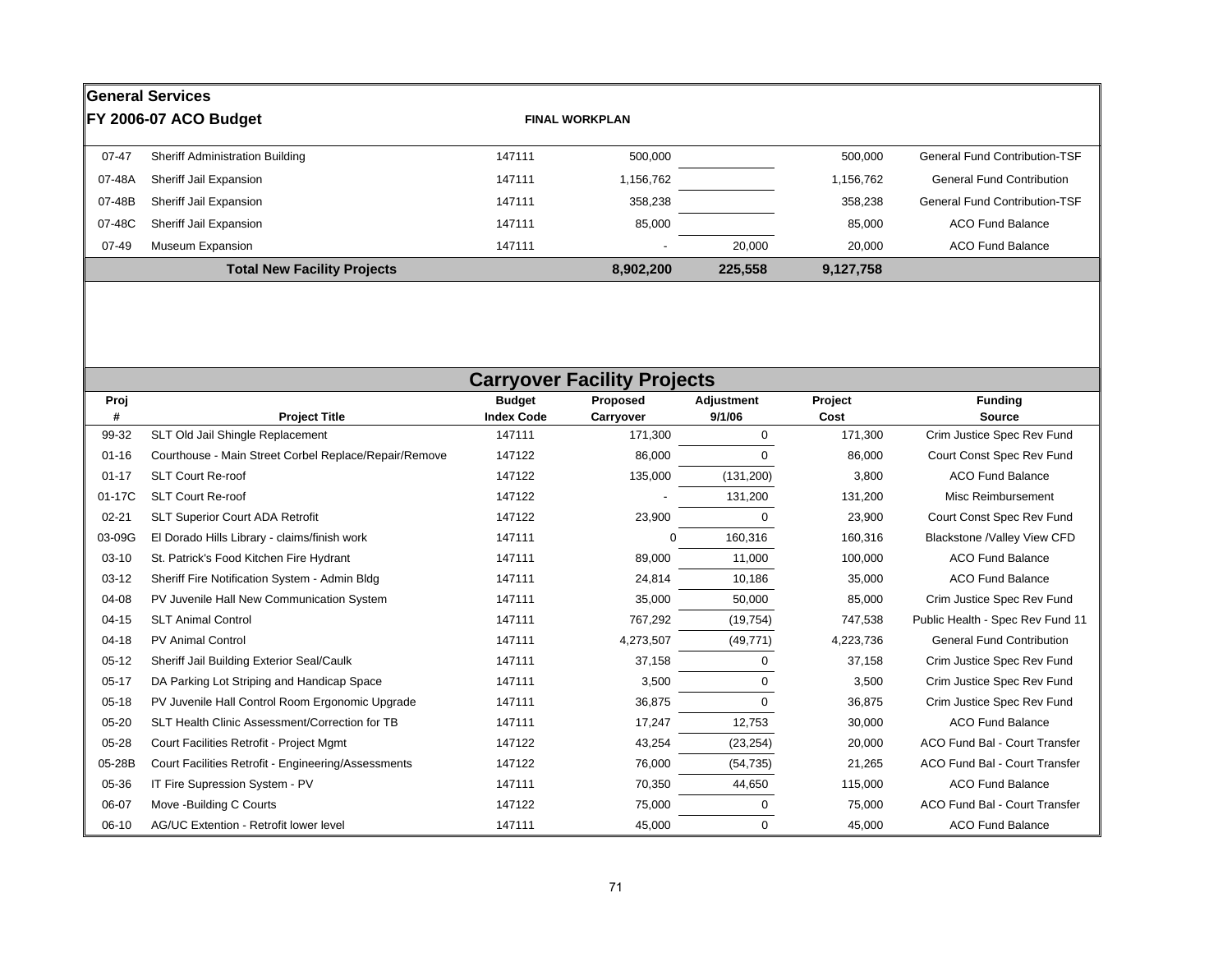## General Services

**FY 2006-07 ACO Budget** **FINAL WORKPLAN**

| | | | | | | |
|---|---|---|---|---|---|---|
| 07-47 | Sheriff Administration Building | 147111 | 500,000 | | 500,000 | General Fund Contribution-TSF |
| 07-48A | Sheriff Jail Expansion | 147111 | 1,156,762 | | 1,156,762 | General Fund Contribution |
| 07-48B | Sheriff Jail Expansion | 147111 | 358,238 | | 358,238 | General Fund Contribution-TSF |
| 07-48C | Sheriff Jail Expansion | 147111 | 85,000 | | 85,000 | ACO Fund Balance |
| 07-49 | Museum Expansion | 147111 | - | 20,000 | 20,000 | ACO Fund Balance |
| | **Total New Facility Projects** | | **8,902,200** | **225,558** | **9,127,758** | |

## Carryover Facility Projects

| Proj # | Project Title | Budget Index Code | Proposed Carryover | Adjustment 9/1/06 | Project Cost | Funding Source |
|---|---|---|---|---|---|---|
| 99-32 | SLT Old Jail Shingle Replacement | 147111 | 171,300 | 0 | 171,300 | Crim Justice Spec Rev Fund |
| 01-16 | Courthouse - Main Street Corbel Replace/Repair/Remove | 147122 | 86,000 | 0 | 86,000 | Court Const Spec Rev Fund |
| 01-17 | SLT Court Re-roof | 147122 | 135,000 | (131,200) | 3,800 | ACO Fund Balance |
| 01-17C | SLT Court Re-roof | 147122 | - | 131,200 | 131,200 | Misc Reimbursement |
| 02-21 | SLT Superior Court ADA Retrofit | 147122 | 23,900 | 0 | 23,900 | Court Const Spec Rev Fund |
| 03-09G | El Dorado Hills Library - claims/finish work | 147111 | 0 | 160,316 | 160,316 | Blackstone /Valley View CFD |
| 03-10 | St. Patrick's Food Kitchen Fire Hydrant | 147111 | 89,000 | 11,000 | 100,000 | ACO Fund Balance |
| 03-12 | Sheriff Fire Notification System - Admin Bldg | 147111 | 24,814 | 10,186 | 35,000 | ACO Fund Balance |
| 04-08 | PV Juvenile Hall New Communication System | 147111 | 35,000 | 50,000 | 85,000 | Crim Justice Spec Rev Fund |
| 04-15 | SLT Animal Control | 147111 | 767,292 | (19,754) | 747,538 | Public Health - Spec Rev Fund 11 |
| 04-18 | PV Animal Control | 147111 | 4,273,507 | (49,771) | 4,223,736 | General Fund Contribution |
| 05-12 | Sheriff Jail Building Exterior Seal/Caulk | 147111 | 37,158 | 0 | 37,158 | Crim Justice Spec Rev Fund |
| 05-17 | DA Parking Lot Striping and Handicap Space | 147111 | 3,500 | 0 | 3,500 | Crim Justice Spec Rev Fund |
| 05-18 | PV Juvenile Hall Control Room Ergonomic Upgrade | 147111 | 36,875 | 0 | 36,875 | Crim Justice Spec Rev Fund |
| 05-20 | SLT Health Clinic Assessment/Correction for TB | 147111 | 17,247 | 12,753 | 30,000 | ACO Fund Balance |
| 05-28 | Court Facilities Retrofit - Project Mgmt | 147122 | 43,254 | (23,254) | 20,000 | ACO Fund Bal - Court Transfer |
| 05-28B | Court Facilities Retrofit - Engineering/Assessments | 147122 | 76,000 | (54,735) | 21,265 | ACO Fund Bal - Court Transfer |
| 05-36 | IT Fire Supression System - PV | 147111 | 70,350 | 44,650 | 115,000 | ACO Fund Balance |
| 06-07 | Move -Building C Courts | 147122 | 75,000 | 0 | 75,000 | ACO Fund Bal - Court Transfer |
| 06-10 | AG/UC Extention - Retrofit lower level | 147111 | 45,000 | 0 | 45,000 | ACO Fund Balance |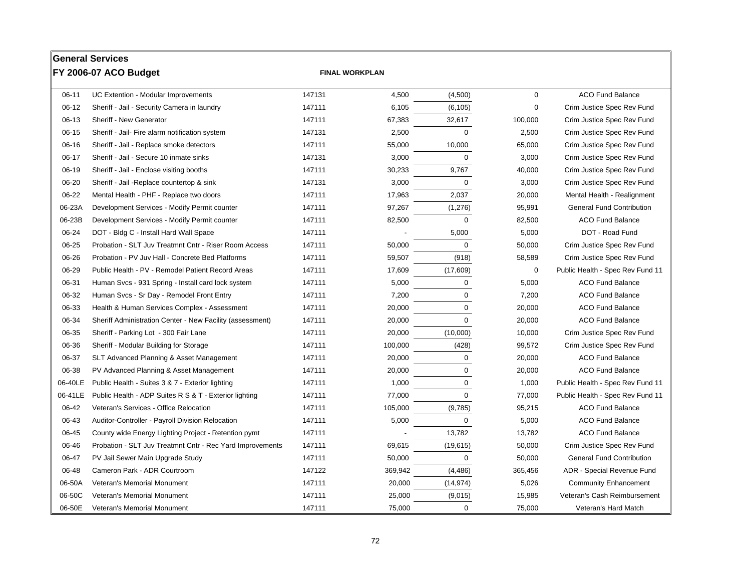## General Services

### FY 2006-07 ACO Budget

**FINAL WORKPLAN**

| | | | | | | |
|---|---|---|---|---|---|---|
| 06-11 | UC Extention - Modular Improvements | 147131 | 4,500 | (4,500) | 0 | ACO Fund Balance |
| 06-12 | Sheriff - Jail - Security Camera in laundry | 147111 | 6,105 | (6,105) | 0 | Crim Justice Spec Rev Fund |
| 06-13 | Sheriff - New Generator | 147111 | 67,383 | 32,617 | 100,000 | Crim Justice Spec Rev Fund |
| 06-15 | Sheriff - Jail- Fire alarm notification system | 147131 | 2,500 | 0 | 2,500 | Crim Justice Spec Rev Fund |
| 06-16 | Sheriff - Jail - Replace smoke detectors | 147111 | 55,000 | 10,000 | 65,000 | Crim Justice Spec Rev Fund |
| 06-17 | Sheriff - Jail - Secure 10 inmate sinks | 147131 | 3,000 | 0 | 3,000 | Crim Justice Spec Rev Fund |
| 06-19 | Sheriff - Jail - Enclose visiting booths | 147111 | 30,233 | 9,767 | 40,000 | Crim Justice Spec Rev Fund |
| 06-20 | Sheriff - Jail -Replace countertop & sink | 147131 | 3,000 | 0 | 3,000 | Crim Justice Spec Rev Fund |
| 06-22 | Mental Health - PHF - Replace two doors | 147111 | 17,963 | 2,037 | 20,000 | Mental Health - Realignment |
| 06-23A | Development Services - Modify Permit counter | 147111 | 97,267 | (1,276) | 95,991 | General Fund Contribution |
| 06-23B | Development Services - Modify Permit counter | 147111 | 82,500 | 0 | 82,500 | ACO Fund Balance |
| 06-24 | DOT - Bldg C - Install Hard Wall Space | 147111 | - | 5,000 | 5,000 | DOT - Road Fund |
| 06-25 | Probation - SLT Juv Treatmnt Cntr - Riser Room Access | 147111 | 50,000 | 0 | 50,000 | Crim Justice Spec Rev Fund |
| 06-26 | Probation - PV Juv Hall - Concrete Bed Platforms | 147111 | 59,507 | (918) | 58,589 | Crim Justice Spec Rev Fund |
| 06-29 | Public Health - PV - Remodel Patient Record Areas | 147111 | 17,609 | (17,609) | 0 | Public Health - Spec Rev Fund 11 |
| 06-31 | Human Svcs - 931 Spring - Install card lock system | 147111 | 5,000 | 0 | 5,000 | ACO Fund Balance |
| 06-32 | Human Svcs - Sr Day - Remodel Front Entry | 147111 | 7,200 | 0 | 7,200 | ACO Fund Balance |
| 06-33 | Health & Human Services Complex - Assessment | 147111 | 20,000 | 0 | 20,000 | ACO Fund Balance |
| 06-34 | Sheriff Administration Center - New Facility (assessment) | 147111 | 20,000 | 0 | 20,000 | ACO Fund Balance |
| 06-35 | Sheriff - Parking Lot - 300 Fair Lane | 147111 | 20,000 | (10,000) | 10,000 | Crim Justice Spec Rev Fund |
| 06-36 | Sheriff - Modular Building for Storage | 147111 | 100,000 | (428) | 99,572 | Crim Justice Spec Rev Fund |
| 06-37 | SLT Advanced Planning & Asset Management | 147111 | 20,000 | 0 | 20,000 | ACO Fund Balance |
| 06-38 | PV Advanced Planning & Asset Management | 147111 | 20,000 | 0 | 20,000 | ACO Fund Balance |
| 06-40LE | Public Health - Suites 3 & 7 - Exterior lighting | 147111 | 1,000 | 0 | 1,000 | Public Health - Spec Rev Fund 11 |
| 06-41LE | Public Health - ADP Suites R S & T - Exterior lighting | 147111 | 77,000 | 0 | 77,000 | Public Health - Spec Rev Fund 11 |
| 06-42 | Veteran's Services - Office Relocation | 147111 | 105,000 | (9,785) | 95,215 | ACO Fund Balance |
| 06-43 | Auditor-Controller - Payroll Division Relocation | 147111 | 5,000 | 0 | 5,000 | ACO Fund Balance |
| 06-45 | County wide Energy Lighting Project - Retention pymt | 147111 | - | 13,782 | 13,782 | ACO Fund Balance |
| 06-46 | Probation - SLT Juv Treatmnt Cntr - Rec Yard Improvements | 147111 | 69,615 | (19,615) | 50,000 | Crim Justice Spec Rev Fund |
| 06-47 | PV Jail Sewer Main Upgrade Study | 147111 | 50,000 | 0 | 50,000 | General Fund Contribution |
| 06-48 | Cameron Park - ADR Courtroom | 147122 | 369,942 | (4,486) | 365,456 | ADR - Special Revenue Fund |
| 06-50A | Veteran's Memorial Monument | 147111 | 20,000 | (14,974) | 5,026 | Community Enhancement |
| 06-50C | Veteran's Memorial Monument | 147111 | 25,000 | (9,015) | 15,985 | Veteran's Cash Reimbursement |
| 06-50E | Veteran's Memorial Monument | 147111 | 75,000 | 0 | 75,000 | Veteran's Hard Match |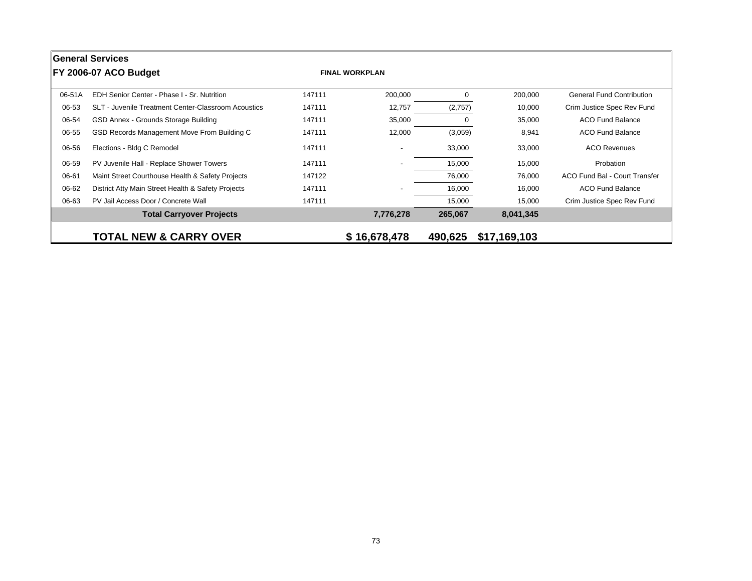## General Services

**FY 2006-07 ACO Budget** **FINAL WORKPLAN**

| | | | | | | |
|---|---|---|---|---|---|---|
| 06-51A | EDH Senior Center - Phase I - Sr. Nutrition | 147111 | 200,000 | 0 | 200,000 | General Fund Contribution |
| 06-53 | SLT - Juvenile Treatment Center-Classroom Acoustics | 147111 | 12,757 | (2,757) | 10,000 | Crim Justice Spec Rev Fund |
| 06-54 | GSD Annex - Grounds Storage Building | 147111 | 35,000 | 0 | 35,000 | ACO Fund Balance |
| 06-55 | GSD Records Management Move From Building C | 147111 | 12,000 | (3,059) | 8,941 | ACO Fund Balance |
| 06-56 | Elections - Bldg C Remodel | 147111 | - | 33,000 | 33,000 | ACO Revenues |
| 06-59 | PV Juvenile Hall - Replace Shower Towers | 147111 | - | 15,000 | 15,000 | Probation |
| 06-61 | Maint Street Courthouse Health & Safety Projects | 147122 | | 76,000 | 76,000 | ACO Fund Bal - Court Transfer |
| 06-62 | District Atty Main Street Health & Safety Projects | 147111 | - | 16,000 | 16,000 | ACO Fund Balance |
| 06-63 | PV Jail Access Door / Concrete Wall | 147111 | | 15,000 | 15,000 | Crim Justice Spec Rev Fund |
| | **Total Carryover Projects** | | **7,776,278** | **265,067** | **8,041,345** | |
| | **TOTAL NEW & CARRY OVER** | | **$ 16,678,478** | **490,625** | **$17,169,103** | |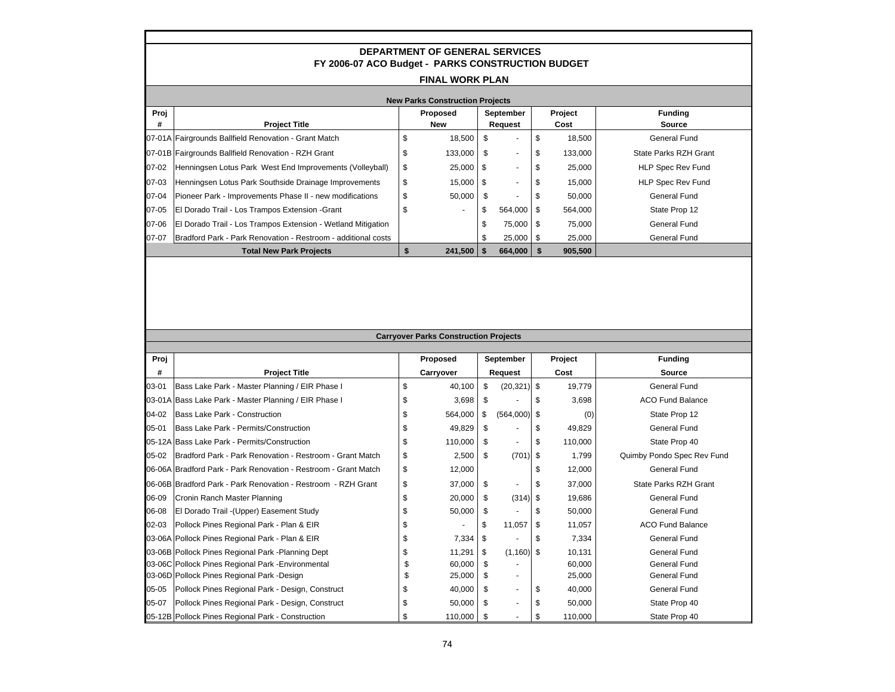# DEPARTMENT OF GENERAL SERVICES

## FY 2006-07 ACO Budget - PARKS CONSTRUCTION BUDGET

### FINAL WORK PLAN

**New Parks Construction Projects**

| Proj # | Project Title | Proposed New | September Request | Project Cost | Funding Source |
|---|---|---|---|---|---|
| 07-01A | Fairgrounds Ballfield Renovation - Grant Match | $ 18,500 | $ - | $ 18,500 | General Fund |
| 07-01B | Fairgrounds Ballfield Renovation - RZH Grant | $ 133,000 | $ - | $ 133,000 | State Parks RZH Grant |
| 07-02 | Henningsen Lotus Park West End Improvements (Volleyball) | $ 25,000 | $ - | $ 25,000 | HLP Spec Rev Fund |
| 07-03 | Henningsen Lotus Park Southside Drainage Improvements | $ 15,000 | $ - | $ 15,000 | HLP Spec Rev Fund |
| 07-04 | Pioneer Park - Improvements Phase II - new modifications | $ 50,000 | $ - | $ 50,000 | General Fund |
| 07-05 | El Dorado Trail - Los Trampos Extension -Grant | $ - | $ 564,000 | $ 564,000 | State Prop 12 |
| 07-06 | El Dorado Trail - Los Trampos Extension - Wetland Mitigation | | $ 75,000 | $ 75,000 | General Fund |
| 07-07 | Bradford Park - Park Renovation - Restroom - additional costs | | $ 25,000 | $ 25,000 | General Fund |
| | **Total New Park Projects** | **$ 241,500** | **$ 664,000** | **$ 905,500** | |

**Carryover Parks Construction Projects**

| Proj # | Project Title | Proposed Carryover | September Request | Project Cost | Funding Source |
|---|---|---|---|---|---|
| 03-01 | Bass Lake Park - Master Planning / EIR Phase I | $ 40,100 | $ (20,321) | $ 19,779 | General Fund |
| 03-01A | Bass Lake Park - Master Planning / EIR Phase I | $ 3,698 | $ - | $ 3,698 | ACO Fund Balance |
| 04-02 | Bass Lake Park - Construction | $ 564,000 | $ (564,000) | $ (0) | State Prop 12 |
| 05-01 | Bass Lake Park - Permits/Construction | $ 49,829 | $ - | $ 49,829 | General Fund |
| 05-12A | Bass Lake Park - Permits/Construction | $ 110,000 | $ - | $ 110,000 | State Prop 40 |
| 05-02 | Bradford Park - Park Renovation - Restroom - Grant Match | $ 2,500 | $ (701) | $ 1,799 | Quimby Pondo Spec Rev Fund |
| 06-06A | Bradford Park - Park Renovation - Restroom - Grant Match | $ 12,000 | | $ 12,000 | General Fund |
| 06-06B | Bradford Park - Park Renovation - Restroom - RZH Grant | $ 37,000 | $ - | $ 37,000 | State Parks RZH Grant |
| 06-09 | Cronin Ranch Master Planning | $ 20,000 | $ (314) | $ 19,686 | General Fund |
| 06-08 | El Dorado Trail -(Upper) Easement Study | $ 50,000 | $ - | $ 50,000 | General Fund |
| 02-03 | Pollock Pines Regional Park - Plan & EIR | $ - | $ 11,057 | $ 11,057 | ACO Fund Balance |
| 03-06A | Pollock Pines Regional Park - Plan & EIR | $ 7,334 | $ - | $ 7,334 | General Fund |
| 03-06B | Pollock Pines Regional Park -Planning Dept | $ 11,291 | $ (1,160) | $ 10,131 | General Fund |
| 03-06C | Pollock Pines Regional Park -Environmental | $ 60,000 | $ - | 60,000 | General Fund |
| 03-06D | Pollock Pines Regional Park -Design | $ 25,000 | $ - | 25,000 | General Fund |
| 05-05 | Pollock Pines Regional Park - Design, Construct | $ 40,000 | $ - | $ 40,000 | General Fund |
| 05-07 | Pollock Pines Regional Park - Design, Construct | $ 50,000 | $ - | $ 50,000 | State Prop 40 |
| 05-12B | Pollock Pines Regional Park - Construction | $ 110,000 | $ - | $ 110,000 | State Prop 40 |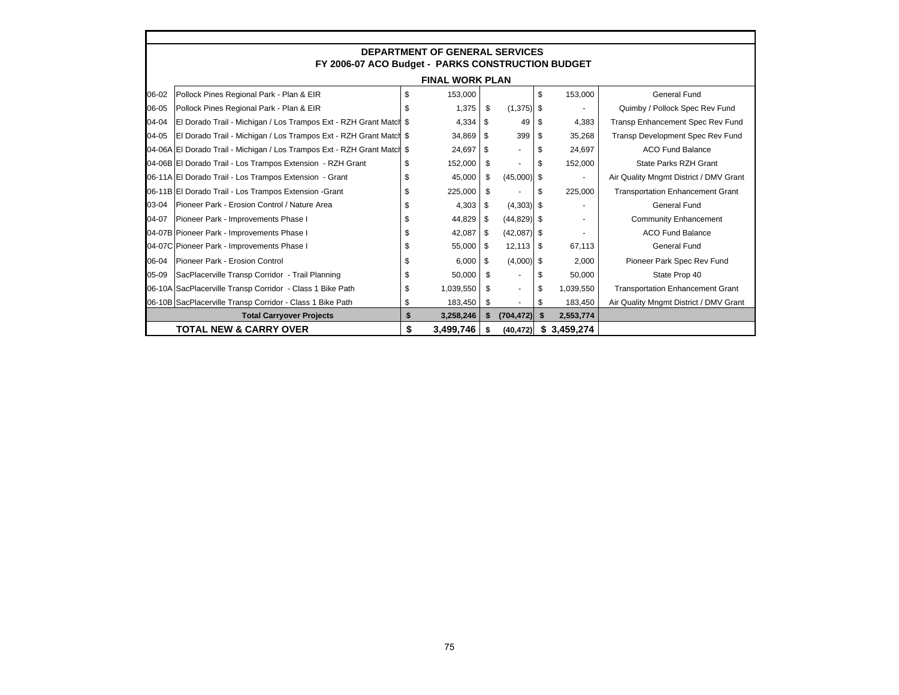**DEPARTMENT OF GENERAL SERVICES**
**FY 2006-07 ACO Budget - PARKS CONSTRUCTION BUDGET**

**FINAL WORK PLAN**

| | | | | | |
|---|---|---|---|---|---|
| 06-02 | Pollock Pines Regional Park - Plan & EIR | $ 153,000 | | $ 153,000 | General Fund |
| 06-05 | Pollock Pines Regional Park - Plan & EIR | $ 1,375 | $ (1,375) | $ - | Quimby / Pollock Spec Rev Fund |
| 04-04 | El Dorado Trail - Michigan / Los Trampos Ext - RZH Grant Match | $ 4,334 | $ 49 | $ 4,383 | Transp Enhancement Spec Rev Fund |
| 04-05 | El Dorado Trail - Michigan / Los Trampos Ext - RZH Grant Match | $ 34,869 | $ 399 | $ 35,268 | Transp Development Spec Rev Fund |
| 04-06A | El Dorado Trail - Michigan / Los Trampos Ext - RZH Grant Match | $ 24,697 | $ - | $ 24,697 | ACO Fund Balance |
| 04-06B | El Dorado Trail - Los Trampos Extension - RZH Grant | $ 152,000 | $ - | $ 152,000 | State Parks RZH Grant |
| 06-11A | El Dorado Trail - Los Trampos Extension - Grant | $ 45,000 | $ (45,000) | $ - | Air Quality Mngmt District / DMV Grant |
| 06-11B | El Dorado Trail - Los Trampos Extension -Grant | $ 225,000 | $ - | $ 225,000 | Transportation Enhancement Grant |
| 03-04 | Pioneer Park - Erosion Control / Nature Area | $ 4,303 | $ (4,303) | $ - | General Fund |
| 04-07 | Pioneer Park - Improvements Phase I | $ 44,829 | $ (44,829) | $ - | Community Enhancement |
| 04-07B | Pioneer Park - Improvements Phase I | $ 42,087 | $ (42,087) | $ - | ACO Fund Balance |
| 04-07C | Pioneer Park - Improvements Phase I | $ 55,000 | $ 12,113 | $ 67,113 | General Fund |
| 06-04 | Pioneer Park - Erosion Control | $ 6,000 | $ (4,000) | $ 2,000 | Pioneer Park Spec Rev Fund |
| 05-09 | SacPlacerville Transp Corridor - Trail Planning | $ 50,000 | $ - | $ 50,000 | State Prop 40 |
| 06-10A | SacPlacerville Transp Corridor - Class 1 Bike Path | $ 1,039,550 | $ - | $ 1,039,550 | Transportation Enhancement Grant |
| 06-10B | SacPlacerville Transp Corridor - Class 1 Bike Path | $ 183,450 | $ - | $ 183,450 | Air Quality Mngmt District / DMV Grant |
| | **Total Carryover Projects** | **$ 3,258,246** | **$ (704,472)** | **$ 2,553,774** | |
| | **TOTAL NEW & CARRY OVER** | **$ 3,499,746** | **$ (40,472)** | **$ 3,459,274** | |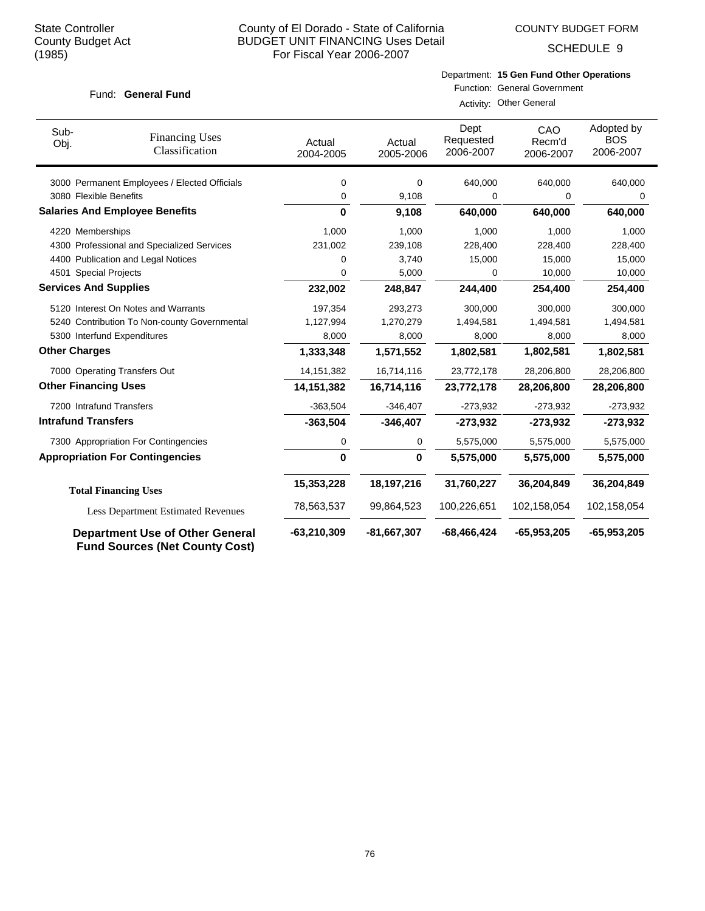State Controller
County Budget Act
(1985)

# County of El Dorado - State of California
## BUDGET UNIT FINANCING Uses Detail
### For Fiscal Year 2006-2007

COUNTY BUDGET FORM

SCHEDULE 9

Fund: **General Fund**

Department: **15 Gen Fund Other Operations**
Function: General Government
Activity: Other General

| Sub-Obj. | Financing Uses Classification | Actual 2004-2005 | Actual 2005-2006 | Dept Requested 2006-2007 | CAO Recm'd 2006-2007 | Adopted by BOS 2006-2007 |
|---|---|---|---|---|---|---|
| 3000 | Permanent Employees / Elected Officials | 0 | 0 | 640,000 | 640,000 | 640,000 |
| 3080 | Flexible Benefits | 0 | 9,108 | 0 | 0 | 0 |
| **Salaries And Employee Benefits** | | **0** | **9,108** | **640,000** | **640,000** | **640,000** |
| 4220 | Memberships | 1,000 | 1,000 | 1,000 | 1,000 | 1,000 |
| 4300 | Professional and Specialized Services | 231,002 | 239,108 | 228,400 | 228,400 | 228,400 |
| 4400 | Publication and Legal Notices | 0 | 3,740 | 15,000 | 15,000 | 15,000 |
| 4501 | Special Projects | 0 | 5,000 | 0 | 10,000 | 10,000 |
| **Services And Supplies** | | **232,002** | **248,847** | **244,400** | **254,400** | **254,400** |
| 5120 | Interest On Notes and Warrants | 197,354 | 293,273 | 300,000 | 300,000 | 300,000 |
| 5240 | Contribution To Non-county Governmental | 1,127,994 | 1,270,279 | 1,494,581 | 1,494,581 | 1,494,581 |
| 5300 | Interfund Expenditures | 8,000 | 8,000 | 8,000 | 8,000 | 8,000 |
| **Other Charges** | | **1,333,348** | **1,571,552** | **1,802,581** | **1,802,581** | **1,802,581** |
| 7000 | Operating Transfers Out | 14,151,382 | 16,714,116 | 23,772,178 | 28,206,800 | 28,206,800 |
| **Other Financing Uses** | | **14,151,382** | **16,714,116** | **23,772,178** | **28,206,800** | **28,206,800** |
| 7200 | Intrafund Transfers | -363,504 | -346,407 | -273,932 | -273,932 | -273,932 |
| **Intrafund Transfers** | | **-363,504** | **-346,407** | **-273,932** | **-273,932** | **-273,932** |
| 7300 | Appropriation For Contingencies | 0 | 0 | 5,575,000 | 5,575,000 | 5,575,000 |
| **Appropriation For Contingencies** | | **0** | **0** | **5,575,000** | **5,575,000** | **5,575,000** |
| **Total Financing Uses** | | **15,353,228** | **18,197,216** | **31,760,227** | **36,204,849** | **36,204,849** |
| Less Department Estimated Revenues | | 78,563,537 | 99,864,523 | 100,226,651 | 102,158,054 | 102,158,054 |
| **Department Use of Other General Fund Sources (Net County Cost)** | | **-63,210,309** | **-81,667,307** | **-68,466,424** | **-65,953,205** | **-65,953,205** |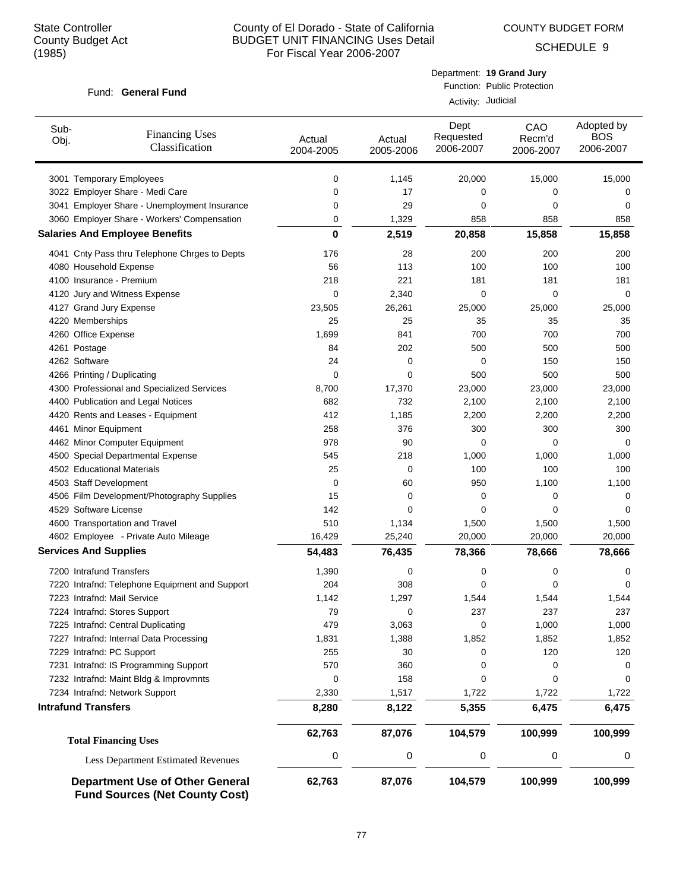State Controller
County Budget Act
(1985)

# County of El Dorado - State of California
## BUDGET UNIT FINANCING Uses Detail
For Fiscal Year 2006-2007

COUNTY BUDGET FORM
SCHEDULE 9

Fund: **General Fund**

Department: **19 Grand Jury**
Function: Public Protection
Activity: Judicial

| Sub-Obj. | Financing Uses Classification | Actual 2004-2005 | Actual 2005-2006 | Dept Requested 2006-2007 | CAO Recm'd 2006-2007 | Adopted by BOS 2006-2007 |
|---|---|---|---|---|---|---|
| 3001 | Temporary Employees | 0 | 1,145 | 20,000 | 15,000 | 15,000 |
| 3022 | Employer Share - Medi Care | 0 | 17 | 0 | 0 | 0 |
| 3041 | Employer Share - Unemployment Insurance | 0 | 29 | 0 | 0 | 0 |
| 3060 | Employer Share - Workers' Compensation | 0 | 1,329 | 858 | 858 | 858 |
| **Salaries And Employee Benefits** | | **0** | **2,519** | **20,858** | **15,858** | **15,858** |
| 4041 | Cnty Pass thru Telephone Chrges to Depts | 176 | 28 | 200 | 200 | 200 |
| 4080 | Household Expense | 56 | 113 | 100 | 100 | 100 |
| 4100 | Insurance - Premium | 218 | 221 | 181 | 181 | 181 |
| 4120 | Jury and Witness Expense | 0 | 2,340 | 0 | 0 | 0 |
| 4127 | Grand Jury Expense | 23,505 | 26,261 | 25,000 | 25,000 | 25,000 |
| 4220 | Memberships | 25 | 25 | 35 | 35 | 35 |
| 4260 | Office Expense | 1,699 | 841 | 700 | 700 | 700 |
| 4261 | Postage | 84 | 202 | 500 | 500 | 500 |
| 4262 | Software | 24 | 0 | 0 | 150 | 150 |
| 4266 | Printing / Duplicating | 0 | 0 | 500 | 500 | 500 |
| 4300 | Professional and Specialized Services | 8,700 | 17,370 | 23,000 | 23,000 | 23,000 |
| 4400 | Publication and Legal Notices | 682 | 732 | 2,100 | 2,100 | 2,100 |
| 4420 | Rents and Leases - Equipment | 412 | 1,185 | 2,200 | 2,200 | 2,200 |
| 4461 | Minor Equipment | 258 | 376 | 300 | 300 | 300 |
| 4462 | Minor Computer Equipment | 978 | 90 | 0 | 0 | 0 |
| 4500 | Special Departmental Expense | 545 | 218 | 1,000 | 1,000 | 1,000 |
| 4502 | Educational Materials | 25 | 0 | 100 | 100 | 100 |
| 4503 | Staff Development | 0 | 60 | 950 | 1,100 | 1,100 |
| 4506 | Film Development/Photography Supplies | 15 | 0 | 0 | 0 | 0 |
| 4529 | Software License | 142 | 0 | 0 | 0 | 0 |
| 4600 | Transportation and Travel | 510 | 1,134 | 1,500 | 1,500 | 1,500 |
| 4602 | Employee - Private Auto Mileage | 16,429 | 25,240 | 20,000 | 20,000 | 20,000 |
| **Services And Supplies** | | **54,483** | **76,435** | **78,366** | **78,666** | **78,666** |
| 7200 | Intrafund Transfers | 1,390 | 0 | 0 | 0 | 0 |
| 7220 | Intrafnd: Telephone Equipment and Support | 204 | 308 | 0 | 0 | 0 |
| 7223 | Intrafnd: Mail Service | 1,142 | 1,297 | 1,544 | 1,544 | 1,544 |
| 7224 | Intrafnd: Stores Support | 79 | 0 | 237 | 237 | 237 |
| 7225 | Intrafnd: Central Duplicating | 479 | 3,063 | 0 | 1,000 | 1,000 |
| 7227 | Intrafnd: Internal Data Processing | 1,831 | 1,388 | 1,852 | 1,852 | 1,852 |
| 7229 | Intrafnd: PC Support | 255 | 30 | 0 | 120 | 120 |
| 7231 | Intrafnd: IS Programming Support | 570 | 360 | 0 | 0 | 0 |
| 7232 | Intrafnd: Maint Bldg & Improvmnts | 0 | 158 | 0 | 0 | 0 |
| 7234 | Intrafnd: Network Support | 2,330 | 1,517 | 1,722 | 1,722 | 1,722 |
| **Intrafund Transfers** | | **8,280** | **8,122** | **5,355** | **6,475** | **6,475** |
| **Total Financing Uses** | | **62,763** | **87,076** | **104,579** | **100,999** | **100,999** |
| Less Department Estimated Revenues | | 0 | 0 | 0 | 0 | 0 |
| **Department Use of Other General Fund Sources (Net County Cost)** | | **62,763** | **87,076** | **104,579** | **100,999** | **100,999** |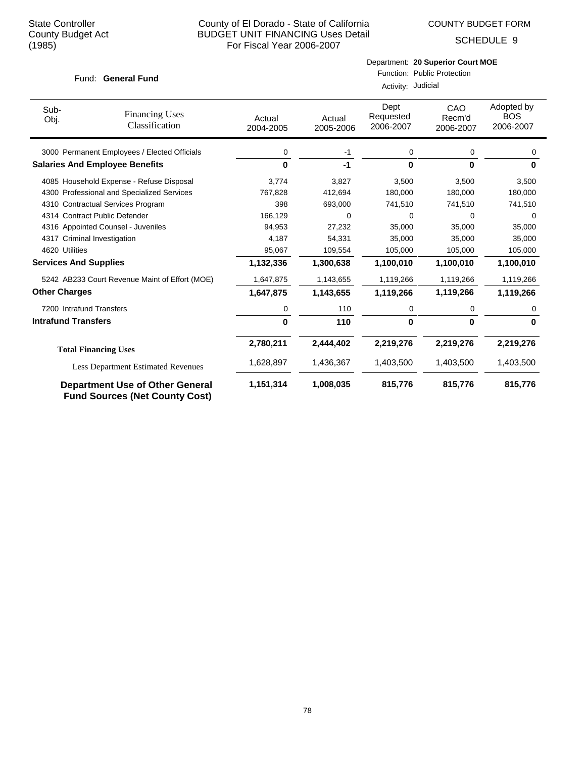State Controller
County Budget Act
(1985)

County of El Dorado - State of California
BUDGET UNIT FINANCING Uses Detail
For Fiscal Year 2006-2007

COUNTY BUDGET FORM

SCHEDULE 9

Fund: **General Fund**

Department: **20 Superior Court MOE**
Function: Public Protection
Activity: Judicial

| Sub-Obj. | Financing Uses Classification | Actual 2004-2005 | Actual 2005-2006 | Dept Requested 2006-2007 | CAO Recm'd 2006-2007 | Adopted by BOS 2006-2007 |
|---|---|---|---|---|---|---|
| 3000 | Permanent Employees / Elected Officials | 0 | -1 | 0 | 0 | 0 |
| **Salaries And Employee Benefits** | | **0** | **-1** | **0** | **0** | **0** |
| 4085 | Household Expense - Refuse Disposal | 3,774 | 3,827 | 3,500 | 3,500 | 3,500 |
| 4300 | Professional and Specialized Services | 767,828 | 412,694 | 180,000 | 180,000 | 180,000 |
| 4310 | Contractual Services Program | 398 | 693,000 | 741,510 | 741,510 | 741,510 |
| 4314 | Contract Public Defender | 166,129 | 0 | 0 | 0 | 0 |
| 4316 | Appointed Counsel - Juveniles | 94,953 | 27,232 | 35,000 | 35,000 | 35,000 |
| 4317 | Criminal Investigation | 4,187 | 54,331 | 35,000 | 35,000 | 35,000 |
| 4620 | Utilities | 95,067 | 109,554 | 105,000 | 105,000 | 105,000 |
| **Services And Supplies** | | **1,132,336** | **1,300,638** | **1,100,010** | **1,100,010** | **1,100,010** |
| 5242 | AB233 Court Revenue Maint of Effort (MOE) | 1,647,875 | 1,143,655 | 1,119,266 | 1,119,266 | 1,119,266 |
| **Other Charges** | | **1,647,875** | **1,143,655** | **1,119,266** | **1,119,266** | **1,119,266** |
| 7200 | Intrafund Transfers | 0 | 110 | 0 | 0 | 0 |
| **Intrafund Transfers** | | **0** | **110** | **0** | **0** | **0** |
| **Total Financing Uses** | | **2,780,211** | **2,444,402** | **2,219,276** | **2,219,276** | **2,219,276** |
| Less Department Estimated Revenues | | 1,628,897 | 1,436,367 | 1,403,500 | 1,403,500 | 1,403,500 |
| **Department Use of Other General Fund Sources (Net County Cost)** | | **1,151,314** | **1,008,035** | **815,776** | **815,776** | **815,776** |